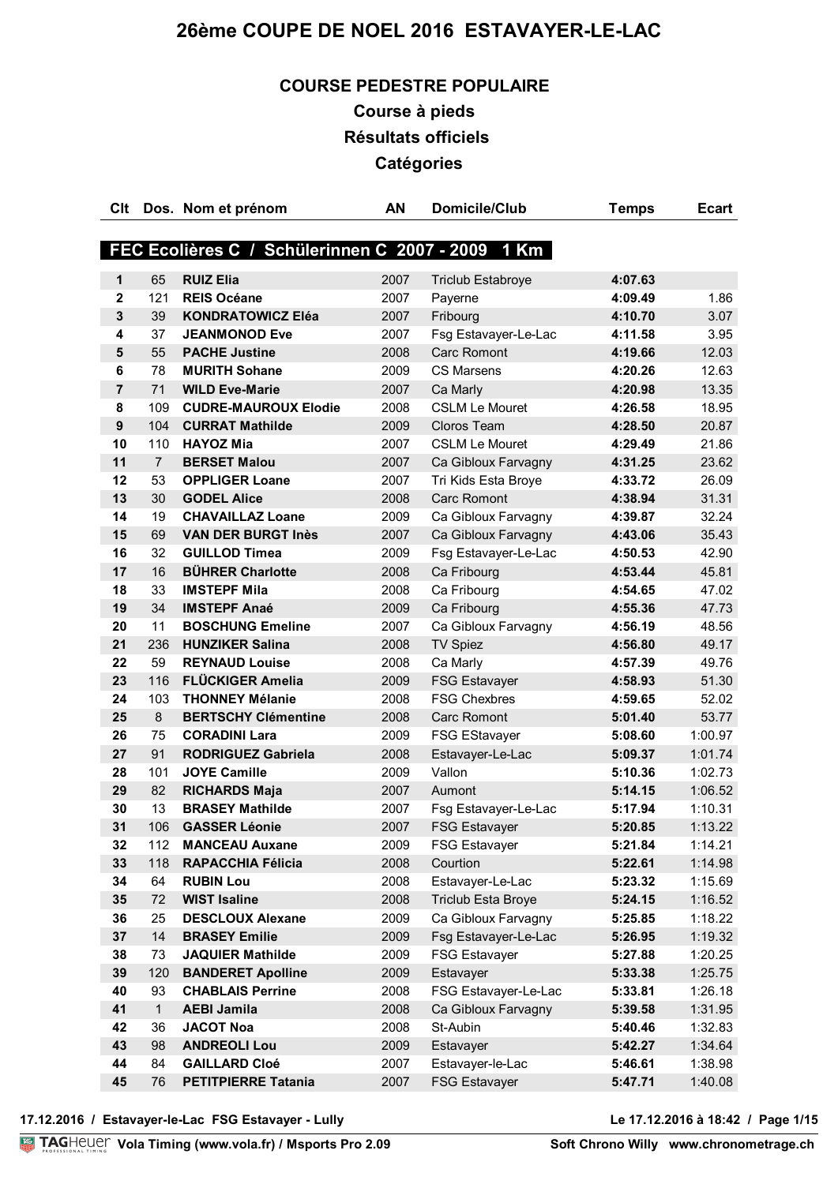# 26ème COUPE DE NOEL 2016 ESTAVAYER-LE-LAC

## COURSE PEDESTRE POPULAIRE

### Course à pieds

### Résultats officiels

### Catégories

| Clt | Dos. | Nom et prénom | AN | Domicile/Club | Temps | Ecart |
|---|---|---|---|---|---|---|
| **FEC Ecolières C / Schülerinnen C 2007 - 2009 1 Km** | | | | | | |
| 1 | 65 | **RUIZ Elia** | 2007 | Triclub Estabroye | **4:07.63** | |
| 2 | 121 | **REIS Océane** | 2007 | Payerne | **4:09.49** | 1.86 |
| 3 | 39 | **KONDRATOWICZ Eléa** | 2007 | Fribourg | **4:10.70** | 3.07 |
| 4 | 37 | **JEANMONOD Eve** | 2007 | Fsg Estavayer-Le-Lac | **4:11.58** | 3.95 |
| 5 | 55 | **PACHE Justine** | 2008 | Carc Romont | **4:19.66** | 12.03 |
| 6 | 78 | **MURITH Sohane** | 2009 | CS Marsens | **4:20.26** | 12.63 |
| 7 | 71 | **WILD Eve-Marie** | 2007 | Ca Marly | **4:20.98** | 13.35 |
| 8 | 109 | **CUDRE-MAUROUX Elodie** | 2008 | CSLM Le Mouret | **4:26.58** | 18.95 |
| 9 | 104 | **CURRAT Mathilde** | 2009 | Cloros Team | **4:28.50** | 20.87 |
| 10 | 110 | **HAYOZ Mia** | 2007 | CSLM Le Mouret | **4:29.49** | 21.86 |
| 11 | 7 | **BERSET Malou** | 2007 | Ca Gibloux Farvagny | **4:31.25** | 23.62 |
| 12 | 53 | **OPPLIGER Loane** | 2007 | Tri Kids Esta Broye | **4:33.72** | 26.09 |
| 13 | 30 | **GODEL Alice** | 2008 | Carc Romont | **4:38.94** | 31.31 |
| 14 | 19 | **CHAVAILLAZ Loane** | 2009 | Ca Gibloux Farvagny | **4:39.87** | 32.24 |
| 15 | 69 | **VAN DER BURGT Inès** | 2007 | Ca Gibloux Farvagny | **4:43.06** | 35.43 |
| 16 | 32 | **GUILLOD Timea** | 2009 | Fsg Estavayer-Le-Lac | **4:50.53** | 42.90 |
| 17 | 16 | **BÜHRER Charlotte** | 2008 | Ca Fribourg | **4:53.44** | 45.81 |
| 18 | 33 | **IMSTEPF Mila** | 2008 | Ca Fribourg | **4:54.65** | 47.02 |
| 19 | 34 | **IMSTEPF Anaé** | 2009 | Ca Fribourg | **4:55.36** | 47.73 |
| 20 | 11 | **BOSCHUNG Emeline** | 2007 | Ca Gibloux Farvagny | **4:56.19** | 48.56 |
| 21 | 236 | **HUNZIKER Salina** | 2008 | TV Spiez | **4:56.80** | 49.17 |
| 22 | 59 | **REYNAUD Louise** | 2008 | Ca Marly | **4:57.39** | 49.76 |
| 23 | 116 | **FLÜCKIGER Amelia** | 2009 | FSG Estavayer | **4:58.93** | 51.30 |
| 24 | 103 | **THONNEY Mélanie** | 2008 | FSG Chexbres | **4:59.65** | 52.02 |
| 25 | 8 | **BERTSCHY Clémentine** | 2008 | Carc Romont | **5:01.40** | 53.77 |
| 26 | 75 | **CORADINI Lara** | 2009 | FSG EStavayer | **5:08.60** | 1:00.97 |
| 27 | 91 | **RODRIGUEZ Gabriela** | 2008 | Estavayer-Le-Lac | **5:09.37** | 1:01.74 |
| 28 | 101 | **JOYE Camille** | 2009 | Vallon | **5:10.36** | 1:02.73 |
| 29 | 82 | **RICHARDS Maja** | 2007 | Aumont | **5:14.15** | 1:06.52 |
| 30 | 13 | **BRASEY Mathilde** | 2007 | Fsg Estavayer-Le-Lac | **5:17.94** | 1:10.31 |
| 31 | 106 | **GASSER Léonie** | 2007 | FSG Estavayer | **5:20.85** | 1:13.22 |
| 32 | 112 | **MANCEAU Auxane** | 2009 | FSG Estavayer | **5:21.84** | 1:14.21 |
| 33 | 118 | **RAPACCHIA Félicia** | 2008 | Courtion | **5:22.61** | 1:14.98 |
| 34 | 64 | **RUBIN Lou** | 2008 | Estavayer-Le-Lac | **5:23.32** | 1:15.69 |
| 35 | 72 | **WIST Isaline** | 2008 | Triclub Esta Broye | **5:24.15** | 1:16.52 |
| 36 | 25 | **DESCLOUX Alexane** | 2009 | Ca Gibloux Farvagny | **5:25.85** | 1:18.22 |
| 37 | 14 | **BRASEY Emilie** | 2009 | Fsg Estavayer-Le-Lac | **5:26.95** | 1:19.32 |
| 38 | 73 | **JAQUIER Mathilde** | 2009 | FSG Estavayer | **5:27.88** | 1:20.25 |
| 39 | 120 | **BANDERET Apolline** | 2009 | Estavayer | **5:33.38** | 1:25.75 |
| 40 | 93 | **CHABLAIS Perrine** | 2008 | FSG Estavayer-Le-Lac | **5:33.81** | 1:26.18 |
| 41 | 1 | **AEBI Jamila** | 2008 | Ca Gibloux Farvagny | **5:39.58** | 1:31.95 |
| 42 | 36 | **JACOT Noa** | 2008 | St-Aubin | **5:40.46** | 1:32.83 |
| 43 | 98 | **ANDREOLI Lou** | 2009 | Estavayer | **5:42.27** | 1:34.64 |
| 44 | 84 | **GAILLARD Cloé** | 2007 | Estavayer-le-Lac | **5:46.61** | 1:38.98 |
| 45 | 76 | **PETITPIERRE Tatania** | 2007 | FSG Estavayer | **5:47.71** | 1:40.08 |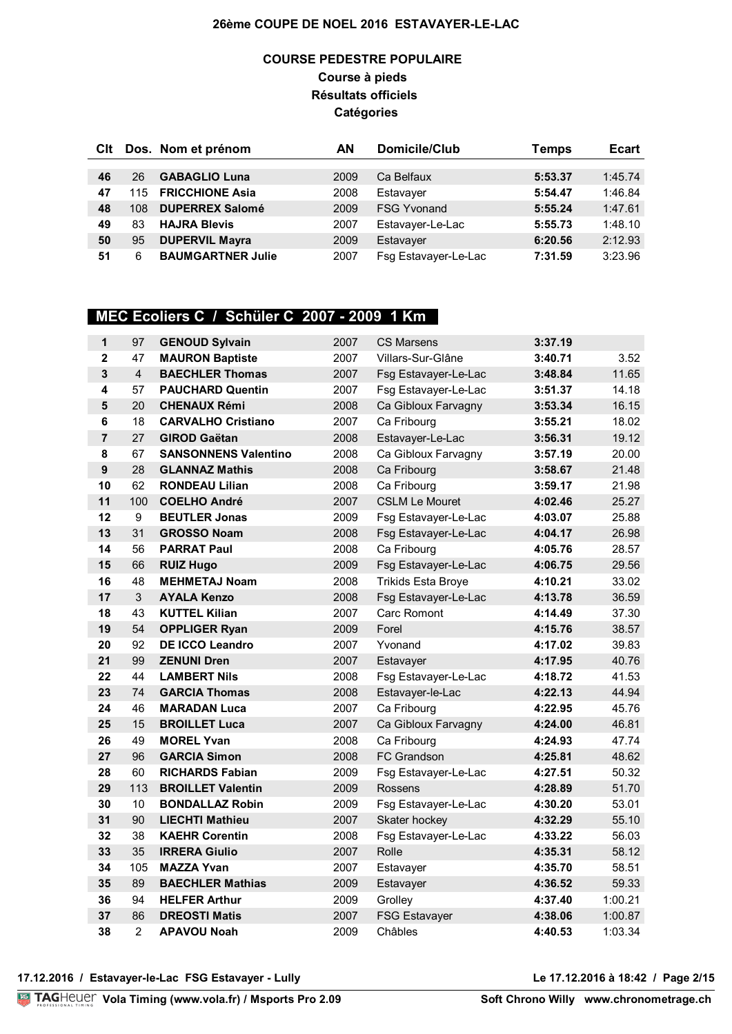# 26ème COUPE DE NOEL 2016 ESTAVAYER-LE-LAC

## COURSE PEDESTRE POPULAIRE

**Course à pieds**

**Résultats officiels**

**Catégories**

| Clt | Dos. | Nom et prénom | AN | Domicile/Club | Temps | Ecart |
|---|---|---|---|---|---|---|
| 46 | 26 | **GABAGLIO Luna** | 2009 | Ca Belfaux | **5:53.37** | 1:45.74 |
| 47 | 115 | **FRICCHIONE Asia** | 2008 | Estavayer | **5:54.47** | 1:46.84 |
| 48 | 108 | **DUPERREX Salomé** | 2009 | FSG Yvonand | **5:55.24** | 1:47.61 |
| 49 | 83 | **HAJRA Blevis** | 2007 | Estavayer-Le-Lac | **5:55.73** | 1:48.10 |
| 50 | 95 | **DUPERVIL Mayra** | 2009 | Estavayer | **6:20.56** | 2:12.93 |
| 51 | 6 | **BAUMGARTNER Julie** | 2007 | Fsg Estavayer-Le-Lac | **7:31.59** | 3:23.96 |

### MEC Ecoliers C / Schüler C 2007 - 2009 1 Km

| Clt | Dos. | Nom et prénom | AN | Domicile/Club | Temps | Ecart |
|---|---|---|---|---|---|---|
| 1 | 97 | **GENOUD Sylvain** | 2007 | CS Marsens | **3:37.19** | |
| 2 | 47 | **MAURON Baptiste** | 2007 | Villars-Sur-Glâne | **3:40.71** | 3.52 |
| 3 | 4 | **BAECHLER Thomas** | 2007 | Fsg Estavayer-Le-Lac | **3:48.84** | 11.65 |
| 4 | 57 | **PAUCHARD Quentin** | 2007 | Fsg Estavayer-Le-Lac | **3:51.37** | 14.18 |
| 5 | 20 | **CHENAUX Rémi** | 2008 | Ca Gibloux Farvagny | **3:53.34** | 16.15 |
| 6 | 18 | **CARVALHO Cristiano** | 2007 | Ca Fribourg | **3:55.21** | 18.02 |
| 7 | 27 | **GIROD Gaëtan** | 2008 | Estavayer-Le-Lac | **3:56.31** | 19.12 |
| 8 | 67 | **SANSONNENS Valentino** | 2008 | Ca Gibloux Farvagny | **3:57.19** | 20.00 |
| 9 | 28 | **GLANNAZ Mathis** | 2008 | Ca Fribourg | **3:58.67** | 21.48 |
| 10 | 62 | **RONDEAU Lilian** | 2008 | Ca Fribourg | **3:59.17** | 21.98 |
| 11 | 100 | **COELHO André** | 2007 | CSLM Le Mouret | **4:02.46** | 25.27 |
| 12 | 9 | **BEUTLER Jonas** | 2009 | Fsg Estavayer-Le-Lac | **4:03.07** | 25.88 |
| 13 | 31 | **GROSSO Noam** | 2008 | Fsg Estavayer-Le-Lac | **4:04.17** | 26.98 |
| 14 | 56 | **PARRAT Paul** | 2008 | Ca Fribourg | **4:05.76** | 28.57 |
| 15 | 66 | **RUIZ Hugo** | 2009 | Fsg Estavayer-Le-Lac | **4:06.75** | 29.56 |
| 16 | 48 | **MEHMETAJ Noam** | 2008 | Trikids Esta Broye | **4:10.21** | 33.02 |
| 17 | 3 | **AYALA Kenzo** | 2008 | Fsg Estavayer-Le-Lac | **4:13.78** | 36.59 |
| 18 | 43 | **KUTTEL Kilian** | 2007 | Carc Romont | **4:14.49** | 37.30 |
| 19 | 54 | **OPPLIGER Ryan** | 2009 | Forel | **4:15.76** | 38.57 |
| 20 | 92 | **DE ICCO Leandro** | 2007 | Yvonand | **4:17.02** | 39.83 |
| 21 | 99 | **ZENUNI Dren** | 2007 | Estavayer | **4:17.95** | 40.76 |
| 22 | 44 | **LAMBERT Nils** | 2008 | Fsg Estavayer-Le-Lac | **4:18.72** | 41.53 |
| 23 | 74 | **GARCIA Thomas** | 2008 | Estavayer-le-Lac | **4:22.13** | 44.94 |
| 24 | 46 | **MARADAN Luca** | 2007 | Ca Fribourg | **4:22.95** | 45.76 |
| 25 | 15 | **BROILLET Luca** | 2007 | Ca Gibloux Farvagny | **4:24.00** | 46.81 |
| 26 | 49 | **MOREL Yvan** | 2008 | Ca Fribourg | **4:24.93** | 47.74 |
| 27 | 96 | **GARCIA Simon** | 2008 | FC Grandson | **4:25.81** | 48.62 |
| 28 | 60 | **RICHARDS Fabian** | 2009 | Fsg Estavayer-Le-Lac | **4:27.51** | 50.32 |
| 29 | 113 | **BROILLET Valentin** | 2009 | Rossens | **4:28.89** | 51.70 |
| 30 | 10 | **BONDALLAZ Robin** | 2009 | Fsg Estavayer-Le-Lac | **4:30.20** | 53.01 |
| 31 | 90 | **LIECHTI Mathieu** | 2007 | Skater hockey | **4:32.29** | 55.10 |
| 32 | 38 | **KAEHR Corentin** | 2008 | Fsg Estavayer-Le-Lac | **4:33.22** | 56.03 |
| 33 | 35 | **IRRERA Giulio** | 2007 | Rolle | **4:35.31** | 58.12 |
| 34 | 105 | **MAZZA Yvan** | 2007 | Estavayer | **4:35.70** | 58.51 |
| 35 | 89 | **BAECHLER Mathias** | 2009 | Estavayer | **4:36.52** | 59.33 |
| 36 | 94 | **HELFER Arthur** | 2009 | Grolley | **4:37.40** | 1:00.21 |
| 37 | 86 | **DREOSTI Matis** | 2007 | FSG Estavayer | **4:38.06** | 1:00.87 |
| 38 | 2 | **APAVOU Noah** | 2009 | Châbles | **4:40.53** | 1:03.34 |

17.12.2016 / Estavayer-le-Lac FSG Estavayer - Lully

Le 17.12.2016 à 18:42 / Page 2/15

TAGHeuer Vola Timing (www.vola.fr) / Msports Pro 2.09 — Soft Chrono Willy www.chronometrage.ch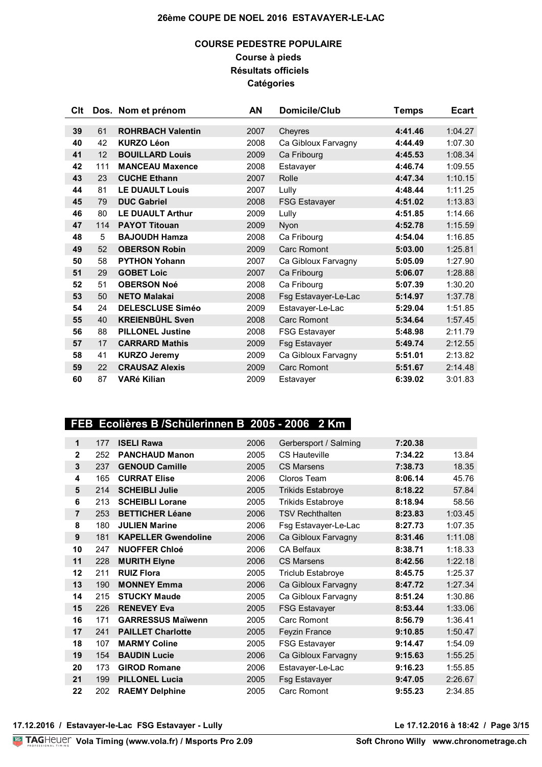# 26ème COUPE DE NOEL 2016 ESTAVAYER-LE-LAC

## COURSE PEDESTRE POPULAIRE
### Course à pieds
### Résultats officiels
### Catégories

| Clt | Dos. | Nom et prénom | AN | Domicile/Club | Temps | Ecart |
|---|---|---|---|---|---|---|
| 39 | 61 | **ROHRBACH Valentin** | 2007 | Cheyres | **4:41.46** | 1:04.27 |
| 40 | 42 | **KURZO Léon** | 2008 | Ca Gibloux Farvagny | **4:44.49** | 1:07.30 |
| 41 | 12 | **BOUILLARD Louis** | 2009 | Ca Fribourg | **4:45.53** | 1:08.34 |
| 42 | 111 | **MANCEAU Maxence** | 2008 | Estavayer | **4:46.74** | 1:09.55 |
| 43 | 23 | **CUCHE Ethann** | 2007 | Rolle | **4:47.34** | 1:10.15 |
| 44 | 81 | **LE DUAULT Louis** | 2007 | Lully | **4:48.44** | 1:11.25 |
| 45 | 79 | **DUC Gabriel** | 2008 | FSG Estavayer | **4:51.02** | 1:13.83 |
| 46 | 80 | **LE DUAULT Arthur** | 2009 | Lully | **4:51.85** | 1:14.66 |
| 47 | 114 | **PAYOT Titouan** | 2009 | Nyon | **4:52.78** | 1:15.59 |
| 48 | 5 | **BAJOUDH Hamza** | 2008 | Ca Fribourg | **4:54.04** | 1:16.85 |
| 49 | 52 | **OBERSON Robin** | 2009 | Carc Romont | **5:03.00** | 1:25.81 |
| 50 | 58 | **PYTHON Yohann** | 2007 | Ca Gibloux Farvagny | **5:05.09** | 1:27.90 |
| 51 | 29 | **GOBET Loic** | 2007 | Ca Fribourg | **5:06.07** | 1:28.88 |
| 52 | 51 | **OBERSON Noé** | 2008 | Ca Fribourg | **5:07.39** | 1:30.20 |
| 53 | 50 | **NETO Malakai** | 2008 | Fsg Estavayer-Le-Lac | **5:14.97** | 1:37.78 |
| 54 | 24 | **DELESCLUSE Siméo** | 2009 | Estavayer-Le-Lac | **5:29.04** | 1:51.85 |
| 55 | 40 | **KREIENBÜHL Sven** | 2008 | Carc Romont | **5:34.64** | 1:57.45 |
| 56 | 88 | **PILLONEL Justine** | 2008 | FSG Estavayer | **5:48.98** | 2:11.79 |
| 57 | 17 | **CARRARD Mathis** | 2009 | Fsg Estavayer | **5:49.74** | 2:12.55 |
| 58 | 41 | **KURZO Jeremy** | 2009 | Ca Gibloux Farvagny | **5:51.01** | 2:13.82 |
| 59 | 22 | **CRAUSAZ Alexis** | 2009 | Carc Romont | **5:51.67** | 2:14.48 |
| 60 | 87 | **VARé Kilian** | 2009 | Estavayer | **6:39.02** | 3:01.83 |

## FEB Ecolières B /Schülerinnen B 2005 - 2006 2 Km

| Clt | Dos. | Nom et prénom | AN | Domicile/Club | Temps | Ecart |
|---|---|---|---|---|---|---|
| 1 | 177 | **ISELI Rawa** | 2006 | Gerbersport / Salming | **7:20.38** | |
| 2 | 252 | **PANCHAUD Manon** | 2005 | CS Hauteville | **7:34.22** | 13.84 |
| 3 | 237 | **GENOUD Camille** | 2005 | CS Marsens | **7:38.73** | 18.35 |
| 4 | 165 | **CURRAT Elise** | 2006 | Cloros Team | **8:06.14** | 45.76 |
| 5 | 214 | **SCHEIBLI Julie** | 2005 | Trikids Estabroye | **8:18.22** | 57.84 |
| 6 | 213 | **SCHEIBLI Lorane** | 2005 | Trikids Estabroye | **8:18.94** | 58.56 |
| 7 | 253 | **BETTICHER Léane** | 2006 | TSV Rechthalten | **8:23.83** | 1:03.45 |
| 8 | 180 | **JULIEN Marine** | 2006 | Fsg Estavayer-Le-Lac | **8:27.73** | 1:07.35 |
| 9 | 181 | **KAPELLER Gwendoline** | 2006 | Ca Gibloux Farvagny | **8:31.46** | 1:11.08 |
| 10 | 247 | **NUOFFER Chloé** | 2006 | CA Belfaux | **8:38.71** | 1:18.33 |
| 11 | 228 | **MURITH Elyne** | 2006 | CS Marsens | **8:42.56** | 1:22.18 |
| 12 | 211 | **RUIZ Flora** | 2005 | Triclub Estabroye | **8:45.75** | 1:25.37 |
| 13 | 190 | **MONNEY Emma** | 2006 | Ca Gibloux Farvagny | **8:47.72** | 1:27.34 |
| 14 | 215 | **STUCKY Maude** | 2005 | Ca Gibloux Farvagny | **8:51.24** | 1:30.86 |
| 15 | 226 | **RENEVEY Eva** | 2005 | FSG Estavayer | **8:53.44** | 1:33.06 |
| 16 | 171 | **GARRESSUS Maïwenn** | 2005 | Carc Romont | **8:56.79** | 1:36.41 |
| 17 | 241 | **PAILLET Charlotte** | 2005 | Feyzin France | **9:10.85** | 1:50.47 |
| 18 | 107 | **MARMY Coline** | 2005 | FSG Estavayer | **9:14.47** | 1:54.09 |
| 19 | 154 | **BAUDIN Lucie** | 2006 | Ca Gibloux Farvagny | **9:15.63** | 1:55.25 |
| 20 | 173 | **GIROD Romane** | 2006 | Estavayer-Le-Lac | **9:16.23** | 1:55.85 |
| 21 | 199 | **PILLONEL Lucia** | 2005 | Fsg Estavayer | **9:47.05** | 2:26.67 |
| 22 | 202 | **RAEMY Delphine** | 2005 | Carc Romont | **9:55.23** | 2:34.85 |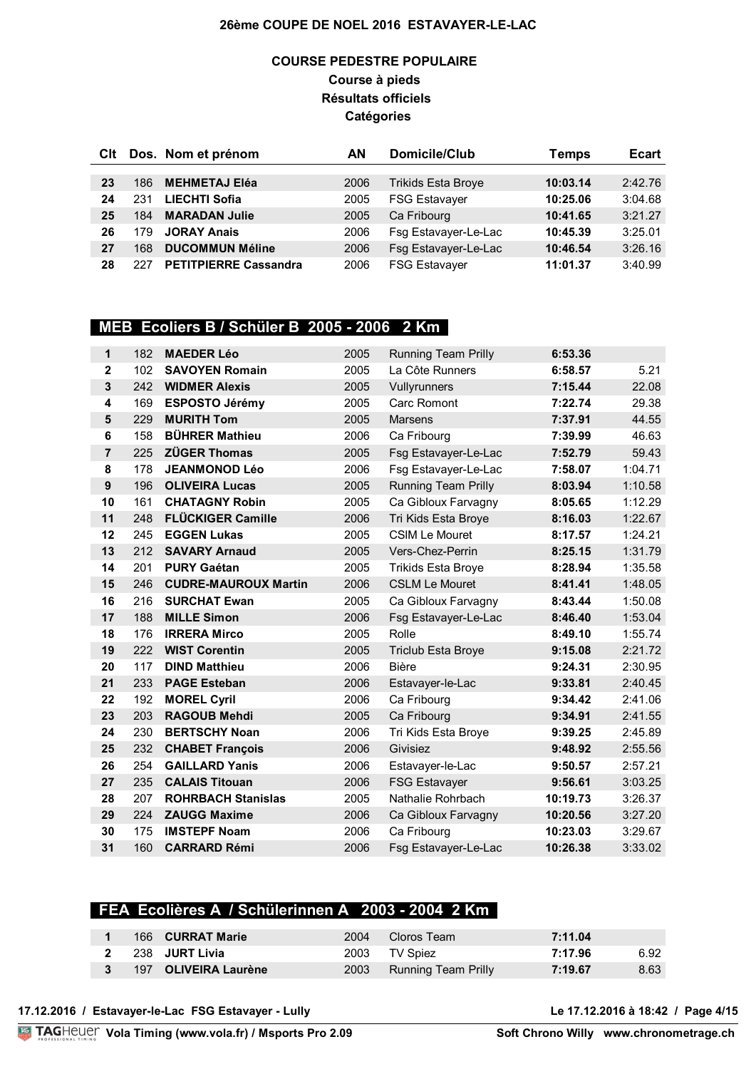# 26ème COUPE DE NOEL 2016 ESTAVAYER-LE-LAC

## COURSE PEDESTRE POPULAIRE

**Course à pieds**
**Résultats officiels**
**Catégories**

| Clt | Dos. | Nom et prénom | AN | Domicile/Club | Temps | Ecart |
|---|---|---|---|---|---|---|
| 23 | 186 | **MEHMETAJ Eléa** | 2006 | Trikids Esta Broye | **10:03.14** | 2:42.76 |
| 24 | 231 | **LIECHTI Sofia** | 2005 | FSG Estavayer | **10:25.06** | 3:04.68 |
| 25 | 184 | **MARADAN Julie** | 2005 | Ca Fribourg | **10:41.65** | 3:21.27 |
| 26 | 179 | **JORAY Anais** | 2006 | Fsg Estavayer-Le-Lac | **10:45.39** | 3:25.01 |
| 27 | 168 | **DUCOMMUN Méline** | 2006 | Fsg Estavayer-Le-Lac | **10:46.54** | 3:26.16 |
| 28 | 227 | **PETITPIERRE Cassandra** | 2006 | FSG Estavayer | **11:01.37** | 3:40.99 |

## MEB Ecoliers B / Schüler B 2005 - 2006 2 Km

| Clt | Dos. | Nom et prénom | AN | Domicile/Club | Temps | Ecart |
|---|---|---|---|---|---|---|
| 1 | 182 | **MAEDER Léo** | 2005 | Running Team Prilly | **6:53.36** | |
| 2 | 102 | **SAVOYEN Romain** | 2005 | La Côte Runners | **6:58.57** | 5.21 |
| 3 | 242 | **WIDMER Alexis** | 2005 | Vullyrunners | **7:15.44** | 22.08 |
| 4 | 169 | **ESPOSTO Jérémy** | 2005 | Carc Romont | **7:22.74** | 29.38 |
| 5 | 229 | **MURITH Tom** | 2005 | Marsens | **7:37.91** | 44.55 |
| 6 | 158 | **BÜHRER Mathieu** | 2006 | Ca Fribourg | **7:39.99** | 46.63 |
| 7 | 225 | **ZÜGER Thomas** | 2005 | Fsg Estavayer-Le-Lac | **7:52.79** | 59.43 |
| 8 | 178 | **JEANMONOD Léo** | 2006 | Fsg Estavayer-Le-Lac | **7:58.07** | 1:04.71 |
| 9 | 196 | **OLIVEIRA Lucas** | 2005 | Running Team Prilly | **8:03.94** | 1:10.58 |
| 10 | 161 | **CHATAGNY Robin** | 2005 | Ca Gibloux Farvagny | **8:05.65** | 1:12.29 |
| 11 | 248 | **FLÜCKIGER Camille** | 2006 | Tri Kids Esta Broye | **8:16.03** | 1:22.67 |
| 12 | 245 | **EGGEN Lukas** | 2005 | CSIM Le Mouret | **8:17.57** | 1:24.21 |
| 13 | 212 | **SAVARY Arnaud** | 2005 | Vers-Chez-Perrin | **8:25.15** | 1:31.79 |
| 14 | 201 | **PURY Gaétan** | 2005 | Trikids Esta Broye | **8:28.94** | 1:35.58 |
| 15 | 246 | **CUDRE-MAUROUX Martin** | 2006 | CSLM Le Mouret | **8:41.41** | 1:48.05 |
| 16 | 216 | **SURCHAT Ewan** | 2005 | Ca Gibloux Farvagny | **8:43.44** | 1:50.08 |
| 17 | 188 | **MILLE Simon** | 2006 | Fsg Estavayer-Le-Lac | **8:46.40** | 1:53.04 |
| 18 | 176 | **IRRERA Mirco** | 2005 | Rolle | **8:49.10** | 1:55.74 |
| 19 | 222 | **WIST Corentin** | 2005 | Triclub Esta Broye | **9:15.08** | 2:21.72 |
| 20 | 117 | **DIND Matthieu** | 2006 | Bière | **9:24.31** | 2:30.95 |
| 21 | 233 | **PAGE Esteban** | 2006 | Estavayer-le-Lac | **9:33.81** | 2:40.45 |
| 22 | 192 | **MOREL Cyril** | 2006 | Ca Fribourg | **9:34.42** | 2:41.06 |
| 23 | 203 | **RAGOUB Mehdi** | 2005 | Ca Fribourg | **9:34.91** | 2:41.55 |
| 24 | 230 | **BERTSCHY Noan** | 2006 | Tri Kids Esta Broye | **9:39.25** | 2:45.89 |
| 25 | 232 | **CHABET François** | 2006 | Givisiez | **9:48.92** | 2:55.56 |
| 26 | 254 | **GAILLARD Yanis** | 2006 | Estavayer-le-Lac | **9:50.57** | 2:57.21 |
| 27 | 235 | **CALAIS Titouan** | 2006 | FSG Estavayer | **9:56.61** | 3:03.25 |
| 28 | 207 | **ROHRBACH Stanislas** | 2005 | Nathalie Rohrbach | **10:19.73** | 3:26.37 |
| 29 | 224 | **ZAUGG Maxime** | 2006 | Ca Gibloux Farvagny | **10:20.56** | 3:27.20 |
| 30 | 175 | **IMSTEPF Noam** | 2006 | Ca Fribourg | **10:23.03** | 3:29.67 |
| 31 | 160 | **CARRARD Rémi** | 2006 | Fsg Estavayer-Le-Lac | **10:26.38** | 3:33.02 |

## FEA Ecolières A / Schülerinnen A 2003 - 2004 2 Km

| Clt | Dos. | Nom et prénom | AN | Domicile/Club | Temps | Ecart |
|---|---|---|---|---|---|---|
| 1 | 166 | **CURRAT Marie** | 2004 | Cloros Team | **7:11.04** | |
| 2 | 238 | **JURT Livia** | 2003 | TV Spiez | **7:17.96** | 6.92 |
| 3 | 197 | **OLIVEIRA Laurène** | 2003 | Running Team Prilly | **7:19.67** | 8.63 |

17.12.2016 / Estavayer-le-Lac FSG Estavayer - Lully — Le 17.12.2016 à 18:42

Vola Timing (www.vola.fr) / Msports Pro 2.09 — Soft Chrono Willy www.chronometrage.ch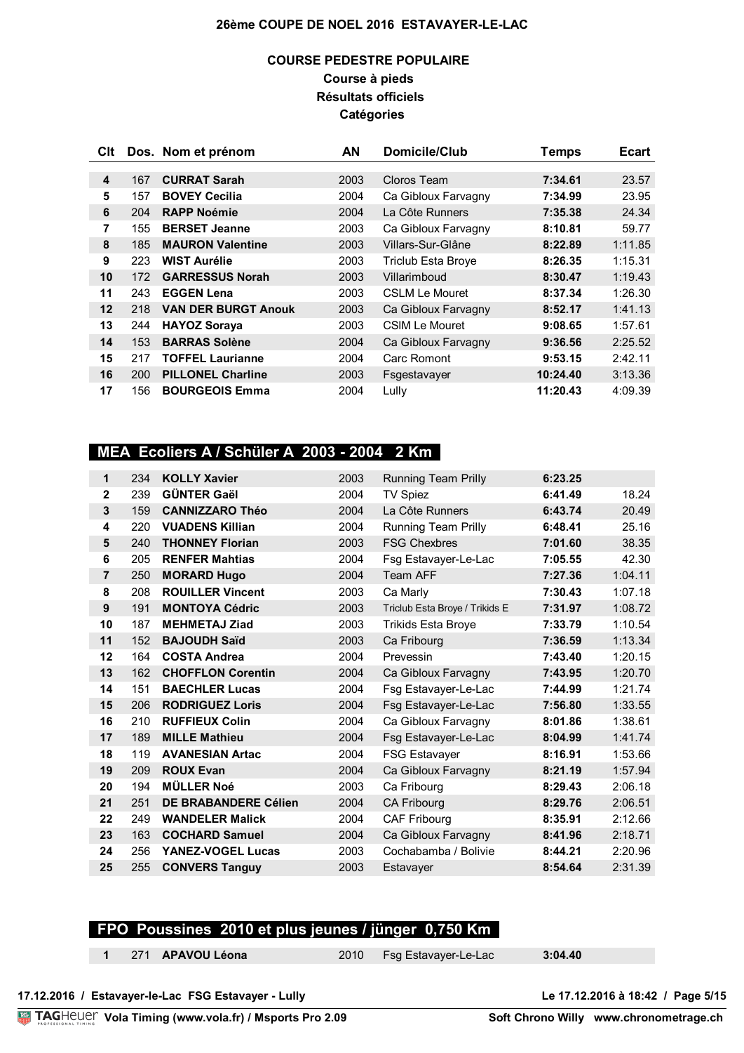# 26ème COUPE DE NOEL 2016 ESTAVAYER-LE-LAC

## COURSE PEDESTRE POPULAIRE

**Course à pieds**
**Résultats officiels**
**Catégories**

| Clt | Dos. | Nom et prénom | AN | Domicile/Club | Temps | Ecart |
|---|---|---|---|---|---|---|
| 4 | 167 | **CURRAT Sarah** | 2003 | Cloros Team | **7:34.61** | 23.57 |
| 5 | 157 | **BOVEY Cecilia** | 2004 | Ca Gibloux Farvagny | **7:34.99** | 23.95 |
| 6 | 204 | **RAPP Noémie** | 2004 | La Côte Runners | **7:35.38** | 24.34 |
| 7 | 155 | **BERSET Jeanne** | 2003 | Ca Gibloux Farvagny | **8:10.81** | 59.77 |
| 8 | 185 | **MAURON Valentine** | 2003 | Villars-Sur-Glâne | **8:22.89** | 1:11.85 |
| 9 | 223 | **WIST Aurélie** | 2003 | Triclub Esta Broye | **8:26.35** | 1:15.31 |
| 10 | 172 | **GARRESSUS Norah** | 2003 | Villarimboud | **8:30.47** | 1:19.43 |
| 11 | 243 | **EGGEN Lena** | 2003 | CSLM Le Mouret | **8:37.34** | 1:26.30 |
| 12 | 218 | **VAN DER BURGT Anouk** | 2003 | Ca Gibloux Farvagny | **8:52.17** | 1:41.13 |
| 13 | 244 | **HAYOZ Soraya** | 2003 | CSIM Le Mouret | **9:08.65** | 1:57.61 |
| 14 | 153 | **BARRAS Solène** | 2004 | Ca Gibloux Farvagny | **9:36.56** | 2:25.52 |
| 15 | 217 | **TOFFEL Laurianne** | 2004 | Carc Romont | **9:53.15** | 2:42.11 |
| 16 | 200 | **PILLONEL Charline** | 2003 | Fsgestavayer | **10:24.40** | 3:13.36 |
| 17 | 156 | **BOURGEOIS Emma** | 2004 | Lully | **11:20.43** | 4:09.39 |

## MEA Ecoliers A / Schüler A 2003 - 2004 2 Km

| Clt | Dos. | Nom et prénom | AN | Domicile/Club | Temps | Ecart |
|---|---|---|---|---|---|---|
| 1 | 234 | **KOLLY Xavier** | 2003 | Running Team Prilly | **6:23.25** | |
| 2 | 239 | **GÜNTER Gaël** | 2004 | TV Spiez | **6:41.49** | 18.24 |
| 3 | 159 | **CANNIZZARO Théo** | 2004 | La Côte Runners | **6:43.74** | 20.49 |
| 4 | 220 | **VUADENS Killian** | 2004 | Running Team Prilly | **6:48.41** | 25.16 |
| 5 | 240 | **THONNEY Florian** | 2003 | FSG Chexbres | **7:01.60** | 38.35 |
| 6 | 205 | **RENFER Mahtias** | 2004 | Fsg Estavayer-Le-Lac | **7:05.55** | 42.30 |
| 7 | 250 | **MORARD Hugo** | 2004 | Team AFF | **7:27.36** | 1:04.11 |
| 8 | 208 | **ROUILLER Vincent** | 2003 | Ca Marly | **7:30.43** | 1:07.18 |
| 9 | 191 | **MONTOYA Cédric** | 2003 | Triclub Esta Broye / Trikids E | **7:31.97** | 1:08.72 |
| 10 | 187 | **MEHMETAJ Ziad** | 2003 | Trikids Esta Broye | **7:33.79** | 1:10.54 |
| 11 | 152 | **BAJOUDH Saïd** | 2003 | Ca Fribourg | **7:36.59** | 1:13.34 |
| 12 | 164 | **COSTA Andrea** | 2004 | Prevessin | **7:43.40** | 1:20.15 |
| 13 | 162 | **CHOFFLON Corentin** | 2004 | Ca Gibloux Farvagny | **7:43.95** | 1:20.70 |
| 14 | 151 | **BAECHLER Lucas** | 2004 | Fsg Estavayer-Le-Lac | **7:44.99** | 1:21.74 |
| 15 | 206 | **RODRIGUEZ Loris** | 2004 | Fsg Estavayer-Le-Lac | **7:56.80** | 1:33.55 |
| 16 | 210 | **RUFFIEUX Colin** | 2004 | Ca Gibloux Farvagny | **8:01.86** | 1:38.61 |
| 17 | 189 | **MILLE Mathieu** | 2004 | Fsg Estavayer-Le-Lac | **8:04.99** | 1:41.74 |
| 18 | 119 | **AVANESIAN Artac** | 2004 | FSG Estavayer | **8:16.91** | 1:53.66 |
| 19 | 209 | **ROUX Evan** | 2004 | Ca Gibloux Farvagny | **8:21.19** | 1:57.94 |
| 20 | 194 | **MÜLLER Noé** | 2003 | Ca Fribourg | **8:29.43** | 2:06.18 |
| 21 | 251 | **DE BRABANDERE Célien** | 2004 | CA Fribourg | **8:29.76** | 2:06.51 |
| 22 | 249 | **WANDELER Malick** | 2004 | CAF Fribourg | **8:35.91** | 2:12.66 |
| 23 | 163 | **COCHARD Samuel** | 2004 | Ca Gibloux Farvagny | **8:41.96** | 2:18.71 |
| 24 | 256 | **YANEZ-VOGEL Lucas** | 2003 | Cochabamba / Bolivie | **8:44.21** | 2:20.96 |
| 25 | 255 | **CONVERS Tanguy** | 2003 | Estavayer | **8:54.64** | 2:31.39 |

## FPO Poussines 2010 et plus jeunes / jünger 0,750 Km

| Clt | Dos. | Nom et prénom | AN | Domicile/Club | Temps | Ecart |
|---|---|---|---|---|---|---|
| 1 | 271 | **APAVOU Léona** | 2010 | Fsg Estavayer-Le-Lac | **3:04.40** | |

17.12.2016 / Estavayer-le-Lac FSG Estavayer - Lully

TAGHeuer Vola Timing (www.vola.fr) / Msports Pro 2.09 — Soft Chrono Willy www.chronometrage.ch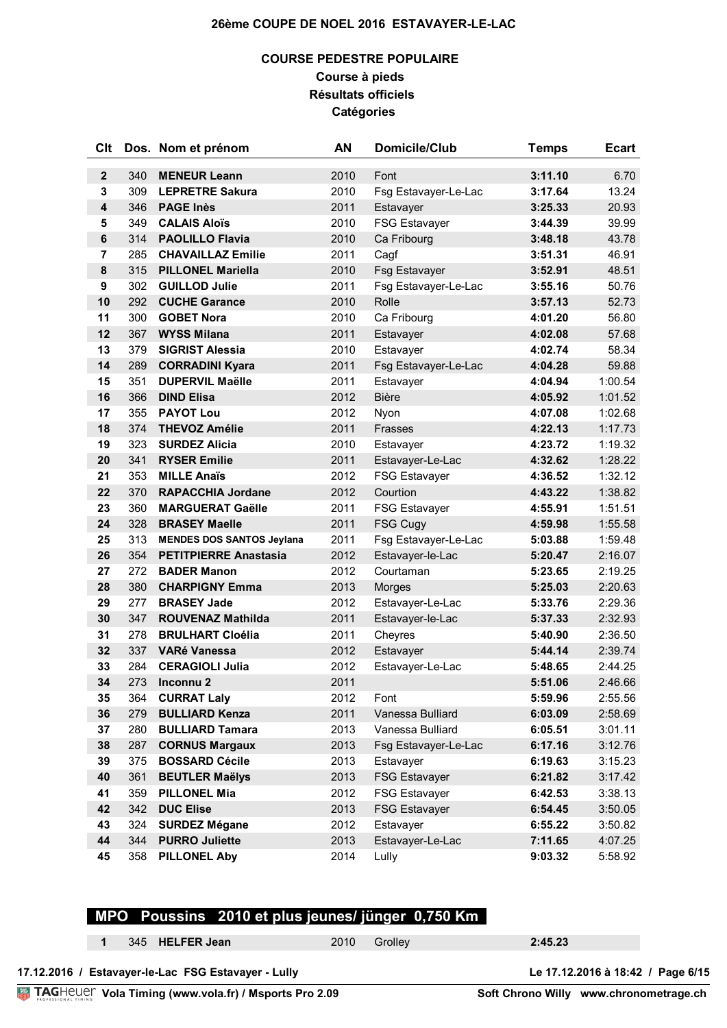# 26ème COUPE DE NOEL 2016 ESTAVAYER-LE-LAC

## COURSE PEDESTRE POPULAIRE

### Course à pieds
### Résultats officiels
### Catégories

| Clt | Dos. | Nom et prénom | AN | Domicile/Club | Temps | Ecart |
|---|---|---|---|---|---|---|
| 2 | 340 | **MENEUR Leann** | 2010 | Font | **3:11.10** | 6.70 |
| 3 | 309 | **LEPRETRE Sakura** | 2010 | Fsg Estavayer-Le-Lac | **3:17.64** | 13.24 |
| 4 | 346 | **PAGE Inès** | 2011 | Estavayer | **3:25.33** | 20.93 |
| 5 | 349 | **CALAIS Aloïs** | 2010 | FSG Estavayer | **3:44.39** | 39.99 |
| 6 | 314 | **PAOLILLO Flavia** | 2010 | Ca Fribourg | **3:48.18** | 43.78 |
| 7 | 285 | **CHAVAILLAZ Emilie** | 2011 | Cagf | **3:51.31** | 46.91 |
| 8 | 315 | **PILLONEL Mariella** | 2010 | Fsg Estavayer | **3:52.91** | 48.51 |
| 9 | 302 | **GUILLOD Julie** | 2011 | Fsg Estavayer-Le-Lac | **3:55.16** | 50.76 |
| 10 | 292 | **CUCHE Garance** | 2010 | Rolle | **3:57.13** | 52.73 |
| 11 | 300 | **GOBET Nora** | 2010 | Ca Fribourg | **4:01.20** | 56.80 |
| 12 | 367 | **WYSS Milana** | 2011 | Estavayer | **4:02.08** | 57.68 |
| 13 | 379 | **SIGRIST Alessia** | 2010 | Estavayer | **4:02.74** | 58.34 |
| 14 | 289 | **CORRADINI Kyara** | 2011 | Fsg Estavayer-Le-Lac | **4:04.28** | 59.88 |
| 15 | 351 | **DUPERVIL Maëlle** | 2011 | Estavayer | **4:04.94** | 1:00.54 |
| 16 | 366 | **DIND Elisa** | 2012 | Bière | **4:05.92** | 1:01.52 |
| 17 | 355 | **PAYOT Lou** | 2012 | Nyon | **4:07.08** | 1:02.68 |
| 18 | 374 | **THEVOZ Amélie** | 2011 | Frasses | **4:22.13** | 1:17.73 |
| 19 | 323 | **SURDEZ Alicia** | 2010 | Estavayer | **4:23.72** | 1:19.32 |
| 20 | 341 | **RYSER Emilie** | 2011 | Estavayer-Le-Lac | **4:32.62** | 1:28.22 |
| 21 | 353 | **MILLE Anaïs** | 2012 | FSG Estavayer | **4:36.52** | 1:32.12 |
| 22 | 370 | **RAPACCHIA Jordane** | 2012 | Courtion | **4:43.22** | 1:38.82 |
| 23 | 360 | **MARGUERAT Gaëlle** | 2011 | FSG Estavayer | **4:55.91** | 1:51.51 |
| 24 | 328 | **BRASEY Maelle** | 2011 | FSG Cugy | **4:59.98** | 1:55.58 |
| 25 | 313 | **MENDES DOS SANTOS Jeylana** | 2011 | Fsg Estavayer-Le-Lac | **5:03.88** | 1:59.48 |
| 26 | 354 | **PETITPIERRE Anastasia** | 2012 | Estavayer-le-Lac | **5:20.47** | 2:16.07 |
| 27 | 272 | **BADER Manon** | 2012 | Courtaman | **5:23.65** | 2:19.25 |
| 28 | 380 | **CHARPIGNY Emma** | 2013 | Morges | **5:25.03** | 2:20.63 |
| 29 | 277 | **BRASEY Jade** | 2012 | Estavayer-Le-Lac | **5:33.76** | 2:29.36 |
| 30 | 347 | **ROUVENAZ Mathilda** | 2011 | Estavayer-le-Lac | **5:37.33** | 2:32.93 |
| 31 | 278 | **BRULHART Cloélia** | 2011 | Cheyres | **5:40.90** | 2:36.50 |
| 32 | 337 | **VARé Vanessa** | 2012 | Estavayer | **5:44.14** | 2:39.74 |
| 33 | 284 | **CERAGIOLI Julia** | 2012 | Estavayer-Le-Lac | **5:48.65** | 2:44.25 |
| 34 | 273 | **Inconnu 2** | 2011 | | **5:51.06** | 2:46.66 |
| 35 | 364 | **CURRAT Laly** | 2012 | Font | **5:59.96** | 2:55.56 |
| 36 | 279 | **BULLIARD Kenza** | 2011 | Vanessa Bulliard | **6:03.09** | 2:58.69 |
| 37 | 280 | **BULLIARD Tamara** | 2013 | Vanessa Bulliard | **6:05.51** | 3:01.11 |
| 38 | 287 | **CORNUS Margaux** | 2013 | Fsg Estavayer-Le-Lac | **6:17.16** | 3:12.76 |
| 39 | 375 | **BOSSARD Cécile** | 2013 | Estavayer | **6:19.63** | 3:15.23 |
| 40 | 361 | **BEUTLER Maëlys** | 2013 | FSG Estavayer | **6:21.82** | 3:17.42 |
| 41 | 359 | **PILLONEL Mia** | 2012 | FSG Estavayer | **6:42.53** | 3:38.13 |
| 42 | 342 | **DUC Elise** | 2013 | FSG Estavayer | **6:54.45** | 3:50.05 |
| 43 | 324 | **SURDEZ Mégane** | 2012 | Estavayer | **6:55.22** | 3:50.82 |
| 44 | 344 | **PURRO Juliette** | 2013 | Estavayer-Le-Lac | **7:11.65** | 4:07.25 |
| 45 | 358 | **PILLONEL Aby** | 2014 | Lully | **9:03.32** | 5:58.92 |

## MPO Poussins 2010 et plus jeunes/ jünger 0,750 Km

| Clt | Dos. | Nom et prénom | AN | Domicile/Club | Temps | Ecart |
|---|---|---|---|---|---|---|
| 1 | 345 | **HELFER Jean** | 2010 | Grolley | **2:45.23** | |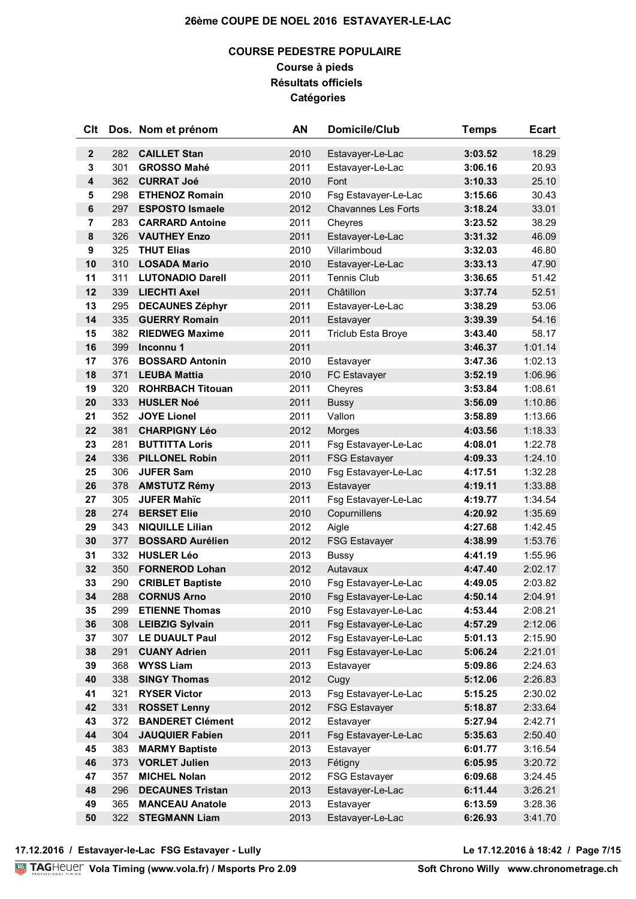# 26ème COUPE DE NOEL 2016 ESTAVAYER-LE-LAC

## COURSE PEDESTRE POPULAIRE

### Course à pieds

### Résultats officiels

### Catégories

| Clt | Dos. | Nom et prénom | AN | Domicile/Club | Temps | Ecart |
|---|---|---|---|---|---|---|
| 2 | 282 | **CAILLET Stan** | 2010 | Estavayer-Le-Lac | **3:03.52** | 18.29 |
| 3 | 301 | **GROSSO Mahé** | 2011 | Estavayer-Le-Lac | **3:06.16** | 20.93 |
| 4 | 362 | **CURRAT Joé** | 2010 | Font | **3:10.33** | 25.10 |
| 5 | 298 | **ETHENOZ Romain** | 2010 | Fsg Estavayer-Le-Lac | **3:15.66** | 30.43 |
| 6 | 297 | **ESPOSTO Ismaele** | 2012 | Chavannes Les Forts | **3:18.24** | 33.01 |
| 7 | 283 | **CARRARD Antoine** | 2011 | Cheyres | **3:23.52** | 38.29 |
| 8 | 326 | **VAUTHEY Enzo** | 2011 | Estavayer-Le-Lac | **3:31.32** | 46.09 |
| 9 | 325 | **THUT Elias** | 2010 | Villarimboud | **3:32.03** | 46.80 |
| 10 | 310 | **LOSADA Mario** | 2010 | Estavayer-Le-Lac | **3:33.13** | 47.90 |
| 11 | 311 | **LUTONADIO Darell** | 2011 | Tennis Club | **3:36.65** | 51.42 |
| 12 | 339 | **LIECHTI Axel** | 2011 | Châtillon | **3:37.74** | 52.51 |
| 13 | 295 | **DECAUNES Zéphyr** | 2011 | Estavayer-Le-Lac | **3:38.29** | 53.06 |
| 14 | 335 | **GUERRY Romain** | 2011 | Estavayer | **3:39.39** | 54.16 |
| 15 | 382 | **RIEDWEG Maxime** | 2011 | Triclub Esta Broye | **3:43.40** | 58.17 |
| 16 | 399 | **Inconnu 1** | 2011 | | **3:46.37** | 1:01.14 |
| 17 | 376 | **BOSSARD Antonin** | 2010 | Estavayer | **3:47.36** | 1:02.13 |
| 18 | 371 | **LEUBA Mattia** | 2010 | FC Estavayer | **3:52.19** | 1:06.96 |
| 19 | 320 | **ROHRBACH Titouan** | 2011 | Cheyres | **3:53.84** | 1:08.61 |
| 20 | 333 | **HUSLER Noé** | 2011 | Bussy | **3:56.09** | 1:10.86 |
| 21 | 352 | **JOYE Lionel** | 2011 | Vallon | **3:58.89** | 1:13.66 |
| 22 | 381 | **CHARPIGNY Léo** | 2012 | Morges | **4:03.56** | 1:18.33 |
| 23 | 281 | **BUTTITTA Loris** | 2011 | Fsg Estavayer-Le-Lac | **4:08.01** | 1:22.78 |
| 24 | 336 | **PILLONEL Robin** | 2011 | FSG Estavayer | **4:09.33** | 1:24.10 |
| 25 | 306 | **JUFER Sam** | 2010 | Fsg Estavayer-Le-Lac | **4:17.51** | 1:32.28 |
| 26 | 378 | **AMSTUTZ Rémy** | 2013 | Estavayer | **4:19.11** | 1:33.88 |
| 27 | 305 | **JUFER Mahïc** | 2011 | Fsg Estavayer-Le-Lac | **4:19.77** | 1:34.54 |
| 28 | 274 | **BERSET Elie** | 2010 | Copurnillens | **4:20.92** | 1:35.69 |
| 29 | 343 | **NIQUILLE Lilian** | 2012 | Aigle | **4:27.68** | 1:42.45 |
| 30 | 377 | **BOSSARD Aurélien** | 2012 | FSG Estavayer | **4:38.99** | 1:53.76 |
| 31 | 332 | **HUSLER Léo** | 2013 | Bussy | **4:41.19** | 1:55.96 |
| 32 | 350 | **FORNEROD Lohan** | 2012 | Autavaux | **4:47.40** | 2:02.17 |
| 33 | 290 | **CRIBLET Baptiste** | 2010 | Fsg Estavayer-Le-Lac | **4:49.05** | 2:03.82 |
| 34 | 288 | **CORNUS Arno** | 2010 | Fsg Estavayer-Le-Lac | **4:50.14** | 2:04.91 |
| 35 | 299 | **ETIENNE Thomas** | 2010 | Fsg Estavayer-Le-Lac | **4:53.44** | 2:08.21 |
| 36 | 308 | **LEIBZIG Sylvain** | 2011 | Fsg Estavayer-Le-Lac | **4:57.29** | 2:12.06 |
| 37 | 307 | **LE DUAULT Paul** | 2012 | Fsg Estavayer-Le-Lac | **5:01.13** | 2:15.90 |
| 38 | 291 | **CUANY Adrien** | 2011 | Fsg Estavayer-Le-Lac | **5:06.24** | 2:21.01 |
| 39 | 368 | **WYSS Liam** | 2013 | Estavayer | **5:09.86** | 2:24.63 |
| 40 | 338 | **SINGY Thomas** | 2012 | Cugy | **5:12.06** | 2:26.83 |
| 41 | 321 | **RYSER Victor** | 2013 | Fsg Estavayer-Le-Lac | **5:15.25** | 2:30.02 |
| 42 | 331 | **ROSSET Lenny** | 2012 | FSG Estavayer | **5:18.87** | 2:33.64 |
| 43 | 372 | **BANDERET Clément** | 2012 | Estavayer | **5:27.94** | 2:42.71 |
| 44 | 304 | **JAUQUIER Fabien** | 2011 | Fsg Estavayer-Le-Lac | **5:35.63** | 2:50.40 |
| 45 | 383 | **MARMY Baptiste** | 2013 | Estavayer | **6:01.77** | 3:16.54 |
| 46 | 373 | **VORLET Julien** | 2013 | Fétigny | **6:05.95** | 3:20.72 |
| 47 | 357 | **MICHEL Nolan** | 2012 | FSG Estavayer | **6:09.68** | 3:24.45 |
| 48 | 296 | **DECAUNES Tristan** | 2013 | Estavayer-Le-Lac | **6:11.44** | 3:26.21 |
| 49 | 365 | **MANCEAU Anatole** | 2013 | Estavayer | **6:13.59** | 3:28.36 |
| 50 | 322 | **STEGMANN Liam** | 2013 | Estavayer-Le-Lac | **6:26.93** | 3:41.70 |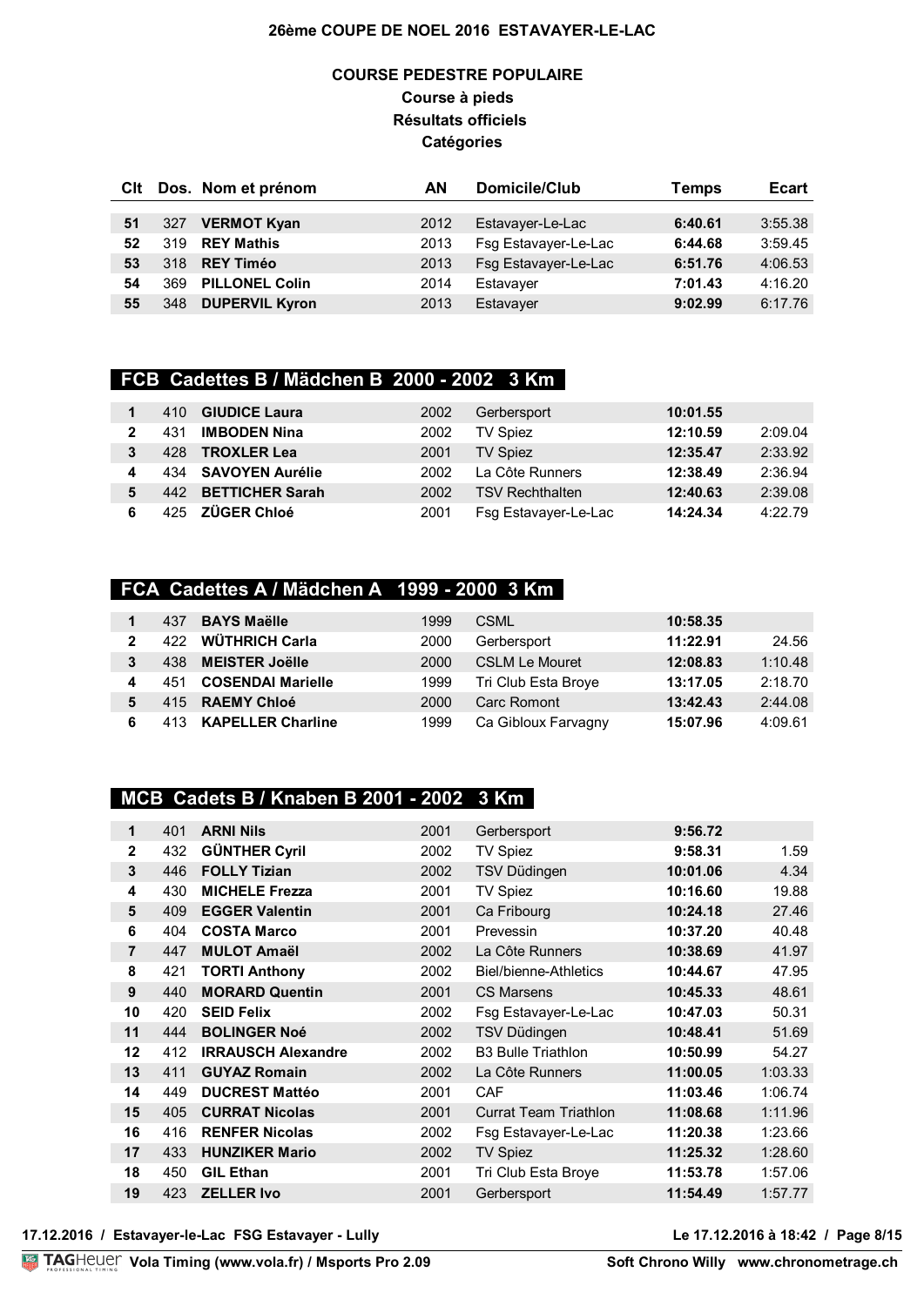# 26ème COUPE DE NOEL 2016 ESTAVAYER-LE-LAC

## COURSE PEDESTRE POPULAIRE

**Course à pieds**

**Résultats officiels**

**Catégories**

| Clt | Dos. | Nom et prénom | AN | Domicile/Club | Temps | Ecart |
|---|---|---|---|---|---|---|
| 51 | 327 | **VERMOT Kyan** | 2012 | Estavayer-Le-Lac | **6:40.61** | 3:55.38 |
| 52 | 319 | **REY Mathis** | 2013 | Fsg Estavayer-Le-Lac | **6:44.68** | 3:59.45 |
| 53 | 318 | **REY Timéo** | 2013 | Fsg Estavayer-Le-Lac | **6:51.76** | 4:06.53 |
| 54 | 369 | **PILLONEL Colin** | 2014 | Estavayer | **7:01.43** | 4:16.20 |
| 55 | 348 | **DUPERVIL Kyron** | 2013 | Estavayer | **9:02.99** | 6:17.76 |

### FCB Cadettes B / Mädchen B 2000 - 2002 3 Km

| Clt | Dos. | Nom et prénom | AN | Domicile/Club | Temps | Ecart |
|---|---|---|---|---|---|---|
| 1 | 410 | **GIUDICE Laura** | 2002 | Gerbersport | **10:01.55** | |
| 2 | 431 | **IMBODEN Nina** | 2002 | TV Spiez | **12:10.59** | 2:09.04 |
| 3 | 428 | **TROXLER Lea** | 2001 | TV Spiez | **12:35.47** | 2:33.92 |
| 4 | 434 | **SAVOYEN Aurélie** | 2002 | La Côte Runners | **12:38.49** | 2:36.94 |
| 5 | 442 | **BETTICHER Sarah** | 2002 | TSV Rechthalten | **12:40.63** | 2:39.08 |
| 6 | 425 | **ZÜGER Chloé** | 2001 | Fsg Estavayer-Le-Lac | **14:24.34** | 4:22.79 |

### FCA Cadettes A / Mädchen A 1999 - 2000 3 Km

| Clt | Dos. | Nom et prénom | AN | Domicile/Club | Temps | Ecart |
|---|---|---|---|---|---|---|
| 1 | 437 | **BAYS Maëlle** | 1999 | CSML | **10:58.35** | |
| 2 | 422 | **WÜTHRICH Carla** | 2000 | Gerbersport | **11:22.91** | 24.56 |
| 3 | 438 | **MEISTER Joëlle** | 2000 | CSLM Le Mouret | **12:08.83** | 1:10.48 |
| 4 | 451 | **COSENDAI Marielle** | 1999 | Tri Club Esta Broye | **13:17.05** | 2:18.70 |
| 5 | 415 | **RAEMY Chloé** | 2000 | Carc Romont | **13:42.43** | 2:44.08 |
| 6 | 413 | **KAPELLER Charline** | 1999 | Ca Gibloux Farvagny | **15:07.96** | 4:09.61 |

### MCB Cadets B / Knaben B 2001 - 2002 3 Km

| Clt | Dos. | Nom et prénom | AN | Domicile/Club | Temps | Ecart |
|---|---|---|---|---|---|---|
| 1 | 401 | **ARNI Nils** | 2001 | Gerbersport | **9:56.72** | |
| 2 | 432 | **GÜNTHER Cyril** | 2002 | TV Spiez | **9:58.31** | 1.59 |
| 3 | 446 | **FOLLY Tizian** | 2002 | TSV Düdingen | **10:01.06** | 4.34 |
| 4 | 430 | **MICHELE Frezza** | 2001 | TV Spiez | **10:16.60** | 19.88 |
| 5 | 409 | **EGGER Valentin** | 2001 | Ca Fribourg | **10:24.18** | 27.46 |
| 6 | 404 | **COSTA Marco** | 2001 | Prevessin | **10:37.20** | 40.48 |
| 7 | 447 | **MULOT Amaël** | 2002 | La Côte Runners | **10:38.69** | 41.97 |
| 8 | 421 | **TORTI Anthony** | 2002 | Biel/bienne-Athletics | **10:44.67** | 47.95 |
| 9 | 440 | **MORARD Quentin** | 2001 | CS Marsens | **10:45.33** | 48.61 |
| 10 | 420 | **SEID Felix** | 2002 | Fsg Estavayer-Le-Lac | **10:47.03** | 50.31 |
| 11 | 444 | **BOLINGER Noé** | 2002 | TSV Düdingen | **10:48.41** | 51.69 |
| 12 | 412 | **IRRAUSCH Alexandre** | 2002 | B3 Bulle Triathlon | **10:50.99** | 54.27 |
| 13 | 411 | **GUYAZ Romain** | 2002 | La Côte Runners | **11:00.05** | 1:03.33 |
| 14 | 449 | **DUCREST Mattéo** | 2001 | CAF | **11:03.46** | 1:06.74 |
| 15 | 405 | **CURRAT Nicolas** | 2001 | Currat Team Triathlon | **11:08.68** | 1:11.96 |
| 16 | 416 | **RENFER Nicolas** | 2002 | Fsg Estavayer-Le-Lac | **11:20.38** | 1:23.66 |
| 17 | 433 | **HUNZIKER Mario** | 2002 | TV Spiez | **11:25.32** | 1:28.60 |
| 18 | 450 | **GIL Ethan** | 2001 | Tri Club Esta Broye | **11:53.78** | 1:57.06 |
| 19 | 423 | **ZELLER Ivo** | 2001 | Gerbersport | **11:54.49** | 1:57.77 |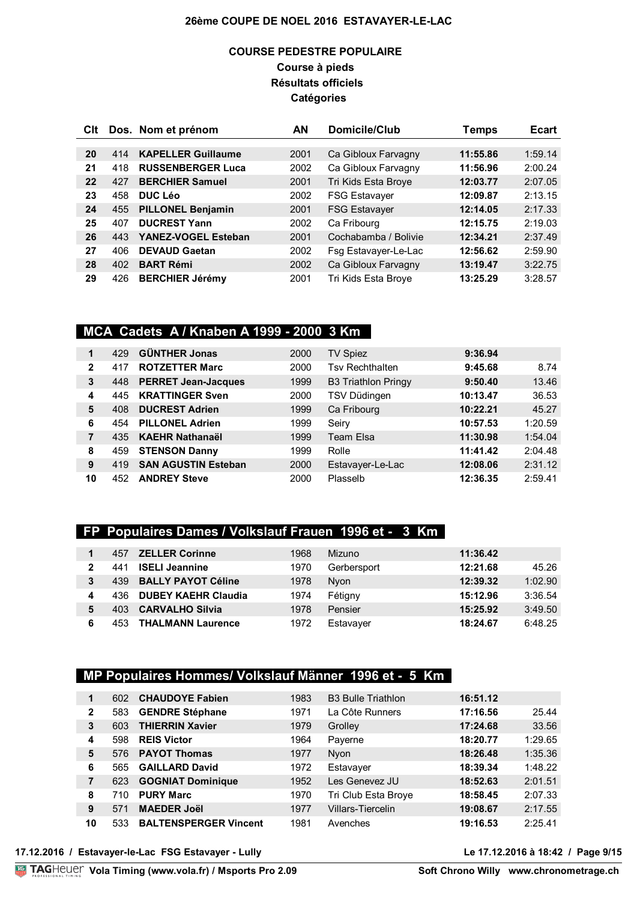# 26ème COUPE DE NOEL 2016 ESTAVAYER-LE-LAC

## COURSE PEDESTRE POPULAIRE
### Course à pieds
### Résultats officiels
### Catégories

| Clt | Dos. | Nom et prénom | AN | Domicile/Club | Temps | Ecart |
|---|---|---|---|---|---|---|
| 20 | 414 | **KAPELLER Guillaume** | 2001 | Ca Gibloux Farvagny | **11:55.86** | 1:59.14 |
| 21 | 418 | **RUSSENBERGER Luca** | 2002 | Ca Gibloux Farvagny | **11:56.96** | 2:00.24 |
| 22 | 427 | **BERCHIER Samuel** | 2001 | Tri Kids Esta Broye | **12:03.77** | 2:07.05 |
| 23 | 458 | **DUC Léo** | 2002 | FSG Estavayer | **12:09.87** | 2:13.15 |
| 24 | 455 | **PILLONEL Benjamin** | 2001 | FSG Estavayer | **12:14.05** | 2:17.33 |
| 25 | 407 | **DUCREST Yann** | 2002 | Ca Fribourg | **12:15.75** | 2:19.03 |
| 26 | 443 | **YANEZ-VOGEL Esteban** | 2001 | Cochabamba / Bolivie | **12:34.21** | 2:37.49 |
| 27 | 406 | **DEVAUD Gaetan** | 2002 | Fsg Estavayer-Le-Lac | **12:56.62** | 2:59.90 |
| 28 | 402 | **BART Rémi** | 2002 | Ca Gibloux Farvagny | **13:19.47** | 3:22.75 |
| 29 | 426 | **BERCHIER Jérémy** | 2001 | Tri Kids Esta Broye | **13:25.29** | 3:28.57 |

## MCA Cadets A / Knaben A 1999 - 2000 3 Km

| Clt | Dos. | Nom et prénom | AN | Domicile/Club | Temps | Ecart |
|---|---|---|---|---|---|---|
| 1 | 429 | **GÜNTHER Jonas** | 2000 | TV Spiez | **9:36.94** | |
| 2 | 417 | **ROTZETTER Marc** | 2000 | Tsv Rechthalten | **9:45.68** | 8.74 |
| 3 | 448 | **PERRET Jean-Jacques** | 1999 | B3 Triathlon Pringy | **9:50.40** | 13.46 |
| 4 | 445 | **KRATTINGER Sven** | 2000 | TSV Düdingen | **10:13.47** | 36.53 |
| 5 | 408 | **DUCREST Adrien** | 1999 | Ca Fribourg | **10:22.21** | 45.27 |
| 6 | 454 | **PILLONEL Adrien** | 1999 | Seiry | **10:57.53** | 1:20.59 |
| 7 | 435 | **KAEHR Nathanaël** | 1999 | Team Elsa | **11:30.98** | 1:54.04 |
| 8 | 459 | **STENSON Danny** | 1999 | Rolle | **11:41.42** | 2:04.48 |
| 9 | 419 | **SAN AGUSTIN Esteban** | 2000 | Estavayer-Le-Lac | **12:08.06** | 2:31.12 |
| 10 | 452 | **ANDREY Steve** | 2000 | Plasselb | **12:36.35** | 2:59.41 |

## FP Populaires Dames / Volkslauf Frauen 1996 et - 3 Km

| Clt | Dos. | Nom et prénom | AN | Domicile/Club | Temps | Ecart |
|---|---|---|---|---|---|---|
| 1 | 457 | **ZELLER Corinne** | 1968 | Mizuno | **11:36.42** | |
| 2 | 441 | **ISELI Jeannine** | 1970 | Gerbersport | **12:21.68** | 45.26 |
| 3 | 439 | **BALLY PAYOT Céline** | 1978 | Nyon | **12:39.32** | 1:02.90 |
| 4 | 436 | **DUBEY KAEHR Claudia** | 1974 | Fétigny | **15:12.96** | 3:36.54 |
| 5 | 403 | **CARVALHO Silvia** | 1978 | Pensier | **15:25.92** | 3:49.50 |
| 6 | 453 | **THALMANN Laurence** | 1972 | Estavayer | **18:24.67** | 6:48.25 |

## MP Populaires Hommes/ Volkslauf Männer 1996 et - 5 Km

| Clt | Dos. | Nom et prénom | AN | Domicile/Club | Temps | Ecart |
|---|---|---|---|---|---|---|
| 1 | 602 | **CHAUDOYE Fabien** | 1983 | B3 Bulle Triathlon | **16:51.12** | |
| 2 | 583 | **GENDRE Stéphane** | 1971 | La Côte Runners | **17:16.56** | 25.44 |
| 3 | 603 | **THIERRIN Xavier** | 1979 | Grolley | **17:24.68** | 33.56 |
| 4 | 598 | **REIS Victor** | 1964 | Payerne | **18:20.77** | 1:29.65 |
| 5 | 576 | **PAYOT Thomas** | 1977 | Nyon | **18:26.48** | 1:35.36 |
| 6 | 565 | **GAILLARD David** | 1972 | Estavayer | **18:39.34** | 1:48.22 |
| 7 | 623 | **GOGNIAT Dominique** | 1952 | Les Genevez JU | **18:52.63** | 2:01.51 |
| 8 | 710 | **PURY Marc** | 1970 | Tri Club Esta Broye | **18:58.45** | 2:07.33 |
| 9 | 571 | **MAEDER Joël** | 1977 | Villars-Tiercelin | **19:08.67** | 2:17.55 |
| 10 | 533 | **BALTENSPERGER Vincent** | 1981 | Avenches | **19:16.53** | 2:25.41 |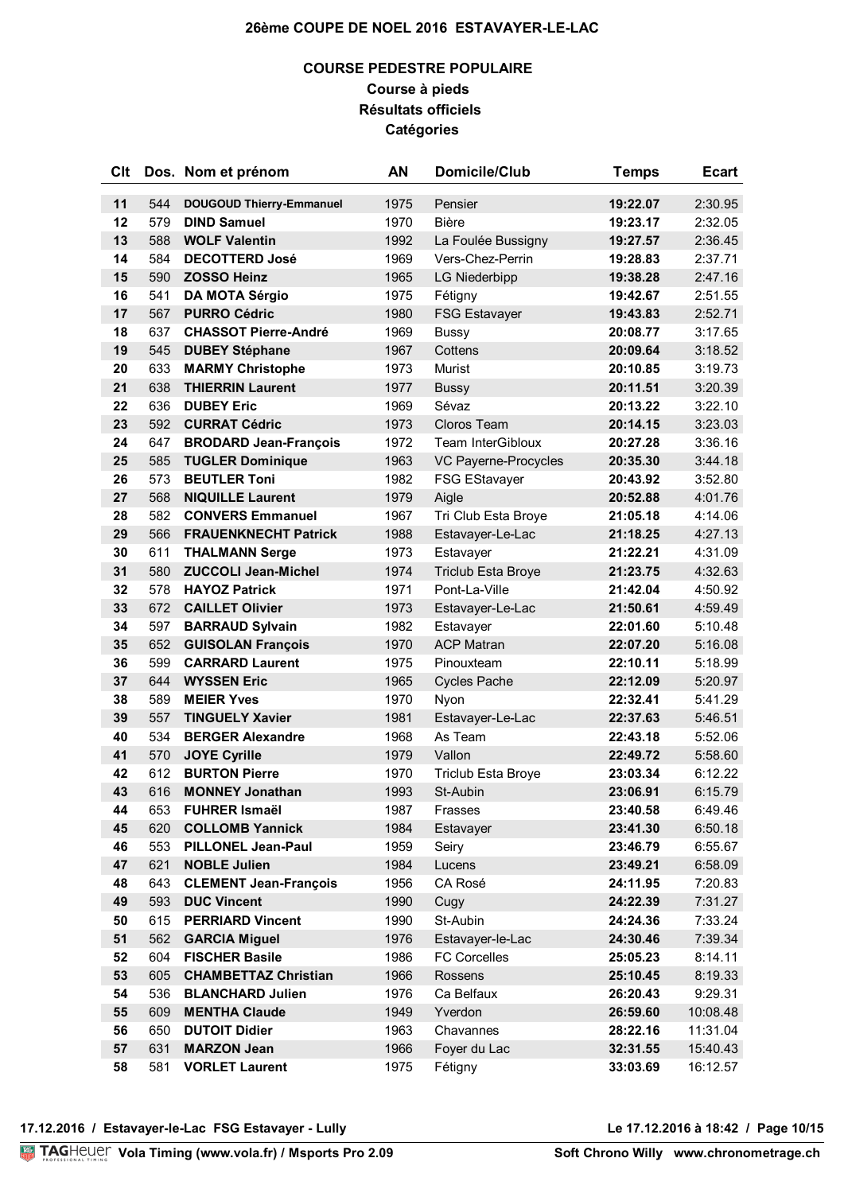# 26ème COUPE DE NOEL 2016 ESTAVAYER-LE-LAC

## COURSE PEDESTRE POPULAIRE

### Course à pieds

### Résultats officiels

### Catégories

| Clt | Dos. | Nom et prénom | AN | Domicile/Club | Temps | Ecart |
|---|---|---|---|---|---|---|
| 11 | 544 | **DOUGOUD Thierry-Emmanuel** | 1975 | Pensier | **19:22.07** | 2:30.95 |
| 12 | 579 | **DIND Samuel** | 1970 | Bière | **19:23.17** | 2:32.05 |
| 13 | 588 | **WOLF Valentin** | 1992 | La Foulée Bussigny | **19:27.57** | 2:36.45 |
| 14 | 584 | **DECOTTERD José** | 1969 | Vers-Chez-Perrin | **19:28.83** | 2:37.71 |
| 15 | 590 | **ZOSSO Heinz** | 1965 | LG Niederbipp | **19:38.28** | 2:47.16 |
| 16 | 541 | **DA MOTA Sérgio** | 1975 | Fétigny | **19:42.67** | 2:51.55 |
| 17 | 567 | **PURRO Cédric** | 1980 | FSG Estavayer | **19:43.83** | 2:52.71 |
| 18 | 637 | **CHASSOT Pierre-André** | 1969 | Bussy | **20:08.77** | 3:17.65 |
| 19 | 545 | **DUBEY Stéphane** | 1967 | Cottens | **20:09.64** | 3:18.52 |
| 20 | 633 | **MARMY Christophe** | 1973 | Murist | **20:10.85** | 3:19.73 |
| 21 | 638 | **THIERRIN Laurent** | 1977 | Bussy | **20:11.51** | 3:20.39 |
| 22 | 636 | **DUBEY Eric** | 1969 | Sévaz | **20:13.22** | 3:22.10 |
| 23 | 592 | **CURRAT Cédric** | 1973 | Cloros Team | **20:14.15** | 3:23.03 |
| 24 | 647 | **BRODARD Jean-François** | 1972 | Team InterGibloux | **20:27.28** | 3:36.16 |
| 25 | 585 | **TUGLER Dominique** | 1963 | VC Payerne-Procycles | **20:35.30** | 3:44.18 |
| 26 | 573 | **BEUTLER Toni** | 1982 | FSG EStavayer | **20:43.92** | 3:52.80 |
| 27 | 568 | **NIQUILLE Laurent** | 1979 | Aigle | **20:52.88** | 4:01.76 |
| 28 | 582 | **CONVERS Emmanuel** | 1967 | Tri Club Esta Broye | **21:05.18** | 4:14.06 |
| 29 | 566 | **FRAUENKNECHT Patrick** | 1988 | Estavayer-Le-Lac | **21:18.25** | 4:27.13 |
| 30 | 611 | **THALMANN Serge** | 1973 | Estavayer | **21:22.21** | 4:31.09 |
| 31 | 580 | **ZUCCOLI Jean-Michel** | 1974 | Triclub Esta Broye | **21:23.75** | 4:32.63 |
| 32 | 578 | **HAYOZ Patrick** | 1971 | Pont-La-Ville | **21:42.04** | 4:50.92 |
| 33 | 672 | **CAILLET Olivier** | 1973 | Estavayer-Le-Lac | **21:50.61** | 4:59.49 |
| 34 | 597 | **BARRAUD Sylvain** | 1982 | Estavayer | **22:01.60** | 5:10.48 |
| 35 | 652 | **GUISOLAN François** | 1970 | ACP Matran | **22:07.20** | 5:16.08 |
| 36 | 599 | **CARRARD Laurent** | 1975 | Pinouxteam | **22:10.11** | 5:18.99 |
| 37 | 644 | **WYSSEN Eric** | 1965 | Cycles Pache | **22:12.09** | 5:20.97 |
| 38 | 589 | **MEIER Yves** | 1970 | Nyon | **22:32.41** | 5:41.29 |
| 39 | 557 | **TINGUELY Xavier** | 1981 | Estavayer-Le-Lac | **22:37.63** | 5:46.51 |
| 40 | 534 | **BERGER Alexandre** | 1968 | As Team | **22:43.18** | 5:52.06 |
| 41 | 570 | **JOYE Cyrille** | 1979 | Vallon | **22:49.72** | 5:58.60 |
| 42 | 612 | **BURTON Pierre** | 1970 | Triclub Esta Broye | **23:03.34** | 6:12.22 |
| 43 | 616 | **MONNEY Jonathan** | 1993 | St-Aubin | **23:06.91** | 6:15.79 |
| 44 | 653 | **FUHRER Ismaël** | 1987 | Frasses | **23:40.58** | 6:49.46 |
| 45 | 620 | **COLLOMB Yannick** | 1984 | Estavayer | **23:41.30** | 6:50.18 |
| 46 | 553 | **PILLONEL Jean-Paul** | 1959 | Seiry | **23:46.79** | 6:55.67 |
| 47 | 621 | **NOBLE Julien** | 1984 | Lucens | **23:49.21** | 6:58.09 |
| 48 | 643 | **CLEMENT Jean-François** | 1956 | CA Rosé | **24:11.95** | 7:20.83 |
| 49 | 593 | **DUC Vincent** | 1990 | Cugy | **24:22.39** | 7:31.27 |
| 50 | 615 | **PERRIARD Vincent** | 1990 | St-Aubin | **24:24.36** | 7:33.24 |
| 51 | 562 | **GARCIA Miguel** | 1976 | Estavayer-le-Lac | **24:30.46** | 7:39.34 |
| 52 | 604 | **FISCHER Basile** | 1986 | FC Corcelles | **25:05.23** | 8:14.11 |
| 53 | 605 | **CHAMBETTAZ Christian** | 1966 | Rossens | **25:10.45** | 8:19.33 |
| 54 | 536 | **BLANCHARD Julien** | 1976 | Ca Belfaux | **26:20.43** | 9:29.31 |
| 55 | 609 | **MENTHA Claude** | 1949 | Yverdon | **26:59.60** | 10:08.48 |
| 56 | 650 | **DUTOIT Didier** | 1963 | Chavannes | **28:22.16** | 11:31.04 |
| 57 | 631 | **MARZON Jean** | 1966 | Foyer du Lac | **32:31.55** | 15:40.43 |
| 58 | 581 | **VORLET Laurent** | 1975 | Fétigny | **33:03.69** | 16:12.57 |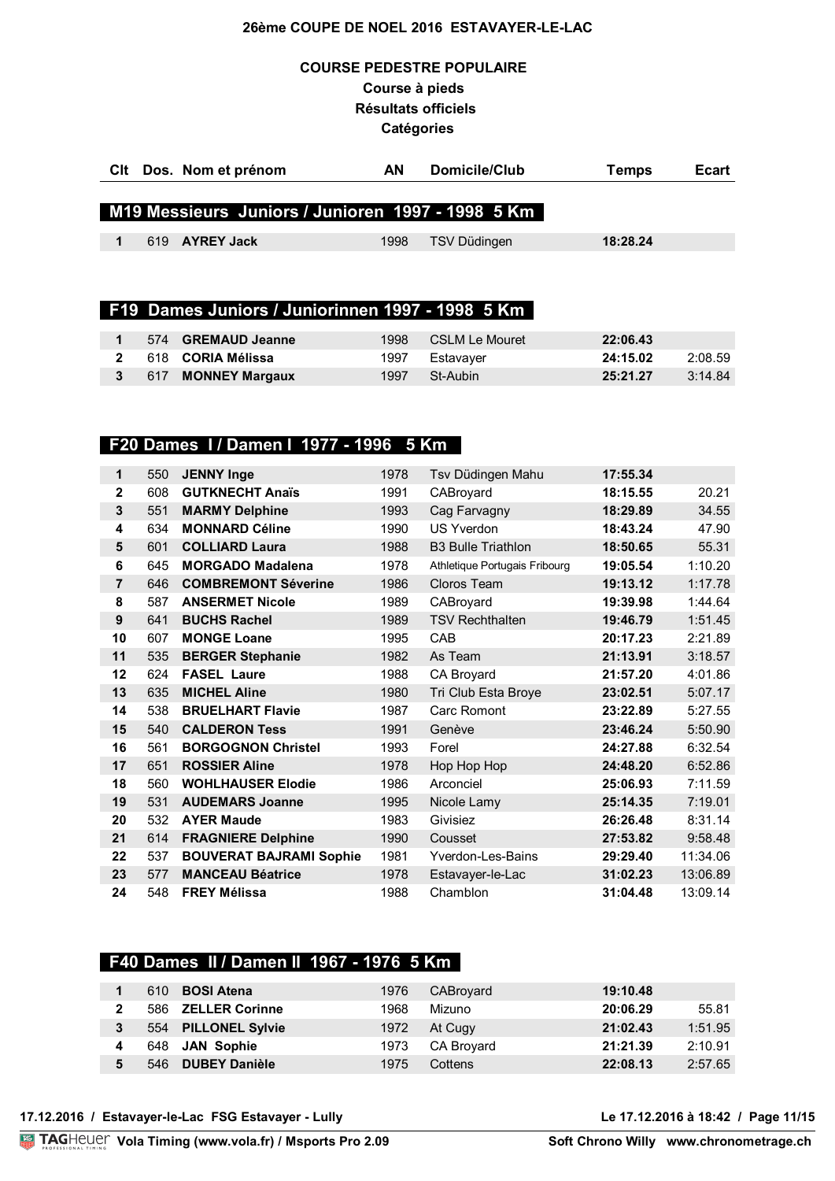# 26ème COUPE DE NOEL 2016 ESTAVAYER-LE-LAC

## COURSE PEDESTRE POPULAIRE

**Course à pieds**

**Résultats officiels**

**Catégories**

### M19 Messieurs Juniors / Junioren 1997 - 1998 5 Km

| Clt | Dos. | Nom et prénom | AN | Domicile/Club | Temps | Ecart |
|---|---|---|---|---|---|---|
| 1 | 619 | **AYREY Jack** | 1998 | TSV Düdingen | **18:28.24** | |

### F19 Dames Juniors / Juniorinnen 1997 - 1998 5 Km

| Clt | Dos. | Nom et prénom | AN | Domicile/Club | Temps | Ecart |
|---|---|---|---|---|---|---|
| 1 | 574 | **GREMAUD Jeanne** | 1998 | CSLM Le Mouret | **22:06.43** | |
| 2 | 618 | **CORIA Mélissa** | 1997 | Estavayer | **24:15.02** | 2:08.59 |
| 3 | 617 | **MONNEY Margaux** | 1997 | St-Aubin | **25:21.27** | 3:14.84 |

### F20 Dames I / Damen I 1977 - 1996 5 Km

| Clt | Dos. | Nom et prénom | AN | Domicile/Club | Temps | Ecart |
|---|---|---|---|---|---|---|
| 1 | 550 | **JENNY Inge** | 1978 | Tsv Düdingen Mahu | **17:55.34** | |
| 2 | 608 | **GUTKNECHT Anaïs** | 1991 | CABroyard | **18:15.55** | 20.21 |
| 3 | 551 | **MARMY Delphine** | 1993 | Cag Farvagny | **18:29.89** | 34.55 |
| 4 | 634 | **MONNARD Céline** | 1990 | US Yverdon | **18:43.24** | 47.90 |
| 5 | 601 | **COLLIARD Laura** | 1988 | B3 Bulle Triathlon | **18:50.65** | 55.31 |
| 6 | 645 | **MORGADO Madalena** | 1978 | Athletique Portugais Fribourg | **19:05.54** | 1:10.20 |
| 7 | 646 | **COMBREMONT Séverine** | 1986 | Cloros Team | **19:13.12** | 1:17.78 |
| 8 | 587 | **ANSERMET Nicole** | 1989 | CABroyard | **19:39.98** | 1:44.64 |
| 9 | 641 | **BUCHS Rachel** | 1989 | TSV Rechthalten | **19:46.79** | 1:51.45 |
| 10 | 607 | **MONGE Loane** | 1995 | CAB | **20:17.23** | 2:21.89 |
| 11 | 535 | **BERGER Stephanie** | 1982 | As Team | **21:13.91** | 3:18.57 |
| 12 | 624 | **FASEL Laure** | 1988 | CA Broyard | **21:57.20** | 4:01.86 |
| 13 | 635 | **MICHEL Aline** | 1980 | Tri Club Esta Broye | **23:02.51** | 5:07.17 |
| 14 | 538 | **BRUELHART Flavie** | 1987 | Carc Romont | **23:22.89** | 5:27.55 |
| 15 | 540 | **CALDERON Tess** | 1991 | Genève | **23:46.24** | 5:50.90 |
| 16 | 561 | **BORGOGNON Christel** | 1993 | Forel | **24:27.88** | 6:32.54 |
| 17 | 651 | **ROSSIER Aline** | 1978 | Hop Hop Hop | **24:48.20** | 6:52.86 |
| 18 | 560 | **WOHLHAUSER Elodie** | 1986 | Arconciel | **25:06.93** | 7:11.59 |
| 19 | 531 | **AUDEMARS Joanne** | 1995 | Nicole Lamy | **25:14.35** | 7:19.01 |
| 20 | 532 | **AYER Maude** | 1983 | Givisiez | **26:26.48** | 8:31.14 |
| 21 | 614 | **FRAGNIERE Delphine** | 1990 | Cousset | **27:53.82** | 9:58.48 |
| 22 | 537 | **BOUVERAT BAJRAMI Sophie** | 1981 | Yverdon-Les-Bains | **29:29.40** | 11:34.06 |
| 23 | 577 | **MANCEAU Béatrice** | 1978 | Estavayer-le-Lac | **31:02.23** | 13:06.89 |
| 24 | 548 | **FREY Mélissa** | 1988 | Chamblon | **31:04.48** | 13:09.14 |

### F40 Dames II / Damen II 1967 - 1976 5 Km

| Clt | Dos. | Nom et prénom | AN | Domicile/Club | Temps | Ecart |
|---|---|---|---|---|---|---|
| 1 | 610 | **BOSI Atena** | 1976 | CABroyard | **19:10.48** | |
| 2 | 586 | **ZELLER Corinne** | 1968 | Mizuno | **20:06.29** | 55.81 |
| 3 | 554 | **PILLONEL Sylvie** | 1972 | At Cugy | **21:02.43** | 1:51.95 |
| 4 | 648 | **JAN Sophie** | 1973 | CA Broyard | **21:21.39** | 2:10.91 |
| 5 | 546 | **DUBEY Danièle** | 1975 | Cottens | **22:08.13** | 2:57.65 |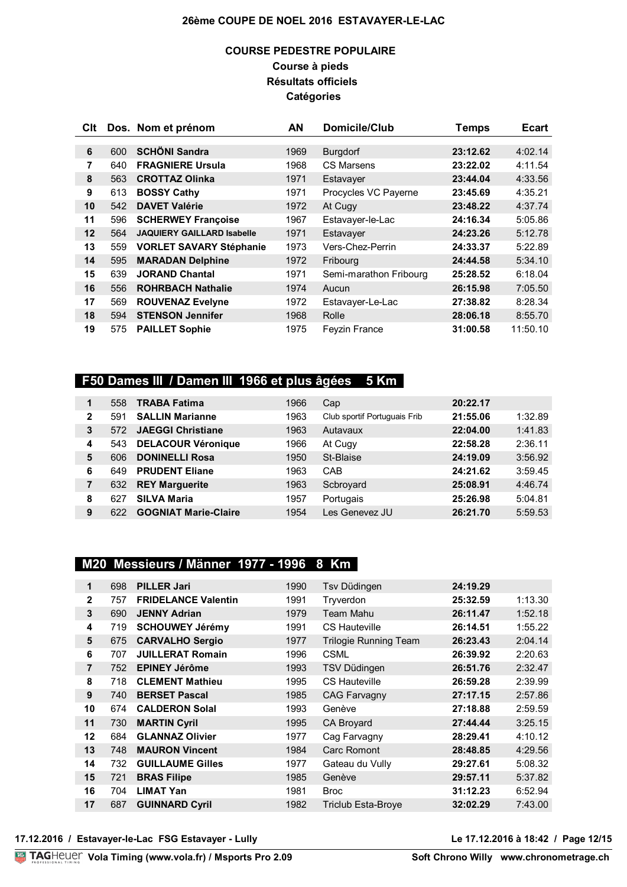**26ème COUPE DE NOEL 2016 ESTAVAYER-LE-LAC**

**COURSE PEDESTRE POPULAIRE**
**Course à pieds**
**Résultats officiels**
**Catégories**

| Clt | Dos. | Nom et prénom | AN | Domicile/Club | Temps | Ecart |
|---|---|---|---|---|---|---|
| 6 | 600 | **SCHÖNI Sandra** | 1969 | Burgdorf | **23:12.62** | 4:02.14 |
| 7 | 640 | **FRAGNIERE Ursula** | 1968 | CS Marsens | **23:22.02** | 4:11.54 |
| 8 | 563 | **CROTTAZ Olinka** | 1971 | Estavayer | **23:44.04** | 4:33.56 |
| 9 | 613 | **BOSSY Cathy** | 1971 | Procycles VC Payerne | **23:45.69** | 4:35.21 |
| 10 | 542 | **DAVET Valérie** | 1972 | At Cugy | **23:48.22** | 4:37.74 |
| 11 | 596 | **SCHERWEY Françoise** | 1967 | Estavayer-le-Lac | **24:16.34** | 5:05.86 |
| 12 | 564 | **JAQUIERY GAILLARD Isabelle** | 1971 | Estavayer | **24:23.26** | 5:12.78 |
| 13 | 559 | **VORLET SAVARY Stéphanie** | 1973 | Vers-Chez-Perrin | **24:33.37** | 5:22.89 |
| 14 | 595 | **MARADAN Delphine** | 1972 | Fribourg | **24:44.58** | 5:34.10 |
| 15 | 639 | **JORAND Chantal** | 1971 | Semi-marathon Fribourg | **25:28.52** | 6:18.04 |
| 16 | 556 | **ROHRBACH Nathalie** | 1974 | Aucun | **26:15.98** | 7:05.50 |
| 17 | 569 | **ROUVENAZ Evelyne** | 1972 | Estavayer-Le-Lac | **27:38.82** | 8:28.34 |
| 18 | 594 | **STENSON Jennifer** | 1968 | Rolle | **28:06.18** | 8:55.70 |
| 19 | 575 | **PAILLET Sophie** | 1975 | Feyzin France | **31:00.58** | 11:50.10 |

## F50 Dames III / Damen III 1966 et plus âgées 5 Km

| Clt | Dos. | Nom et prénom | AN | Domicile/Club | Temps | Ecart |
|---|---|---|---|---|---|---|
| 1 | 558 | **TRABA Fatima** | 1966 | Cap | **20:22.17** | |
| 2 | 591 | **SALLIN Marianne** | 1963 | Club sportif Portuguais Frib | **21:55.06** | 1:32.89 |
| 3 | 572 | **JAEGGI Christiane** | 1963 | Autavaux | **22:04.00** | 1:41.83 |
| 4 | 543 | **DELACOUR Véronique** | 1966 | At Cugy | **22:58.28** | 2:36.11 |
| 5 | 606 | **DONINELLI Rosa** | 1950 | St-Blaise | **24:19.09** | 3:56.92 |
| 6 | 649 | **PRUDENT Eliane** | 1963 | CAB | **24:21.62** | 3:59.45 |
| 7 | 632 | **REY Marguerite** | 1963 | Scbroyard | **25:08.91** | 4:46.74 |
| 8 | 627 | **SILVA Maria** | 1957 | Portugais | **25:26.98** | 5:04.81 |
| 9 | 622 | **GOGNIAT Marie-Claire** | 1954 | Les Genevez JU | **26:21.70** | 5:59.53 |

## M20 Messieurs / Männer 1977 - 1996 8 Km

| Clt | Dos. | Nom et prénom | AN | Domicile/Club | Temps | Ecart |
|---|---|---|---|---|---|---|
| 1 | 698 | **PILLER Jari** | 1990 | Tsv Düdingen | **24:19.29** | |
| 2 | 757 | **FRIDELANCE Valentin** | 1991 | Tryverdon | **25:32.59** | 1:13.30 |
| 3 | 690 | **JENNY Adrian** | 1979 | Team Mahu | **26:11.47** | 1:52.18 |
| 4 | 719 | **SCHOUWEY Jérémy** | 1991 | CS Hauteville | **26:14.51** | 1:55.22 |
| 5 | 675 | **CARVALHO Sergio** | 1977 | Trilogie Running Team | **26:23.43** | 2:04.14 |
| 6 | 707 | **JUILLERAT Romain** | 1996 | CSML | **26:39.92** | 2:20.63 |
| 7 | 752 | **EPINEY Jérôme** | 1993 | TSV Düdingen | **26:51.76** | 2:32.47 |
| 8 | 718 | **CLEMENT Mathieu** | 1995 | CS Hauteville | **26:59.28** | 2:39.99 |
| 9 | 740 | **BERSET Pascal** | 1985 | CAG Farvagny | **27:17.15** | 2:57.86 |
| 10 | 674 | **CALDERON Solal** | 1993 | Genève | **27:18.88** | 2:59.59 |
| 11 | 730 | **MARTIN Cyril** | 1995 | CA Broyard | **27:44.44** | 3:25.15 |
| 12 | 684 | **GLANNAZ Olivier** | 1977 | Cag Farvagny | **28:29.41** | 4:10.12 |
| 13 | 748 | **MAURON Vincent** | 1984 | Carc Romont | **28:48.85** | 4:29.56 |
| 14 | 732 | **GUILLAUME Gilles** | 1977 | Gateau du Vully | **29:27.61** | 5:08.32 |
| 15 | 721 | **BRAS Filipe** | 1985 | Genève | **29:57.11** | 5:37.82 |
| 16 | 704 | **LIMAT Yan** | 1981 | Broc | **31:12.23** | 6:52.94 |
| 17 | 687 | **GUINNARD Cyril** | 1982 | Triclub Esta-Broye | **32:02.29** | 7:43.00 |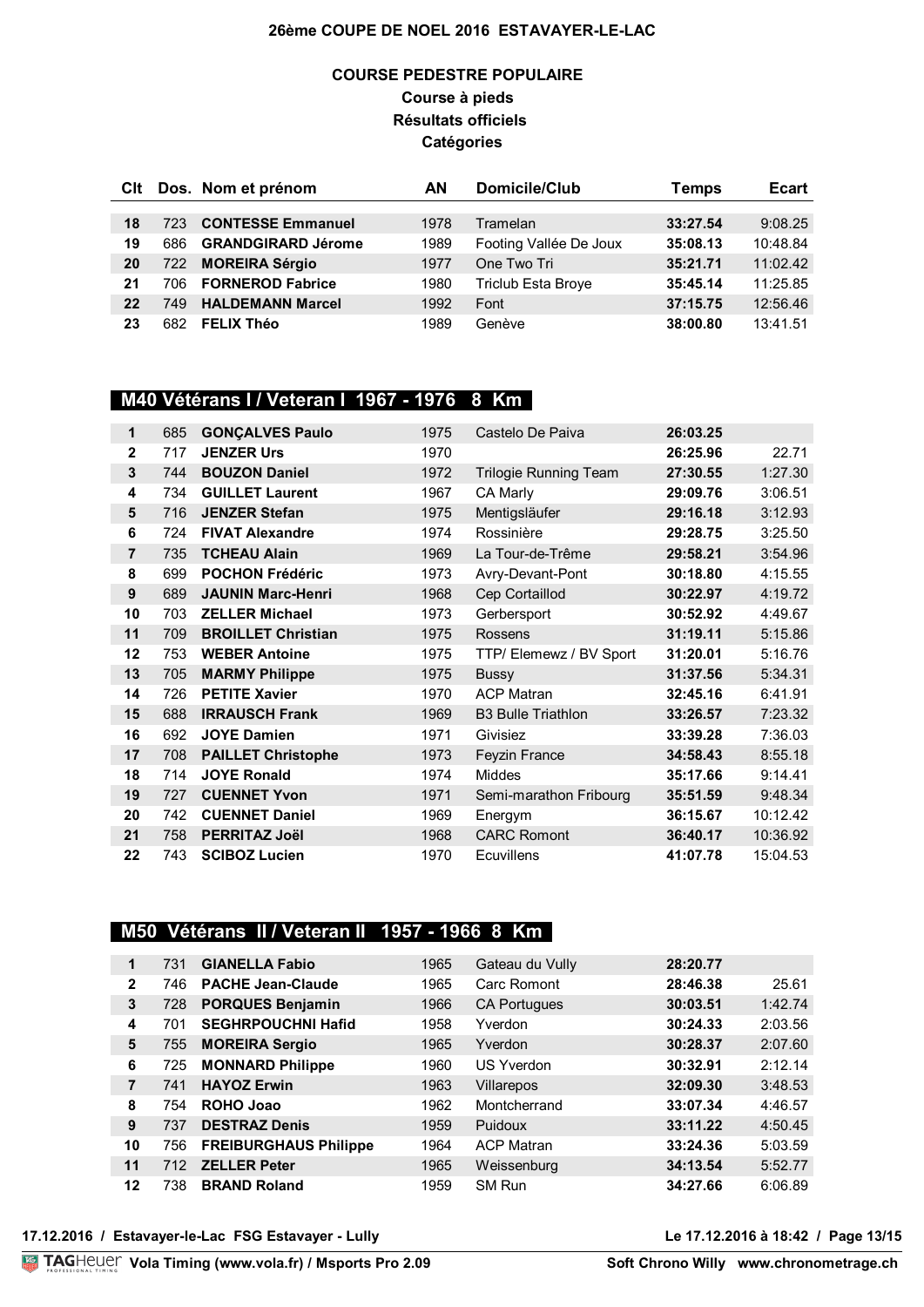# 26ème COUPE DE NOEL 2016 ESTAVAYER-LE-LAC

## COURSE PEDESTRE POPULAIRE

**Course à pieds**

**Résultats officiels**

**Catégories**

| Clt | Dos. | Nom et prénom | AN | Domicile/Club | Temps | Ecart |
|---|---|---|---|---|---|---|
| **18** | 723 | **CONTESSE Emmanuel** | 1978 | Tramelan | **33:27.54** | 9:08.25 |
| **19** | 686 | **GRANDGIRARD Jérome** | 1989 | Footing Vallée De Joux | **35:08.13** | 10:48.84 |
| **20** | 722 | **MOREIRA Sérgio** | 1977 | One Two Tri | **35:21.71** | 11:02.42 |
| **21** | 706 | **FORNEROD Fabrice** | 1980 | Triclub Esta Broye | **35:45.14** | 11:25.85 |
| **22** | 749 | **HALDEMANN Marcel** | 1992 | Font | **37:15.75** | 12:56.46 |
| **23** | 682 | **FELIX Théo** | 1989 | Genève | **38:00.80** | 13:41.51 |

## M40 Vétérans I / Veteran I 1967 - 1976 8 Km

| Clt | Dos. | Nom et prénom | AN | Domicile/Club | Temps | Ecart |
|---|---|---|---|---|---|---|
| **1** | 685 | **GONÇALVES Paulo** | 1975 | Castelo De Paiva | **26:03.25** | |
| **2** | 717 | **JENZER Urs** | 1970 | | **26:25.96** | 22.71 |
| **3** | 744 | **BOUZON Daniel** | 1972 | Trilogie Running Team | **27:30.55** | 1:27.30 |
| **4** | 734 | **GUILLET Laurent** | 1967 | CA Marly | **29:09.76** | 3:06.51 |
| **5** | 716 | **JENZER Stefan** | 1975 | Mentigsläufer | **29:16.18** | 3:12.93 |
| **6** | 724 | **FIVAT Alexandre** | 1974 | Rossinière | **29:28.75** | 3:25.50 |
| **7** | 735 | **TCHEAU Alain** | 1969 | La Tour-de-Trême | **29:58.21** | 3:54.96 |
| **8** | 699 | **POCHON Frédéric** | 1973 | Avry-Devant-Pont | **30:18.80** | 4:15.55 |
| **9** | 689 | **JAUNIN Marc-Henri** | 1968 | Cep Cortaillod | **30:22.97** | 4:19.72 |
| **10** | 703 | **ZELLER Michael** | 1973 | Gerbersport | **30:52.92** | 4:49.67 |
| **11** | 709 | **BROILLET Christian** | 1975 | Rossens | **31:19.11** | 5:15.86 |
| **12** | 753 | **WEBER Antoine** | 1975 | TTP/ Elemewz / BV Sport | **31:20.01** | 5:16.76 |
| **13** | 705 | **MARMY Philippe** | 1975 | Bussy | **31:37.56** | 5:34.31 |
| **14** | 726 | **PETITE Xavier** | 1970 | ACP Matran | **32:45.16** | 6:41.91 |
| **15** | 688 | **IRRAUSCH Frank** | 1969 | B3 Bulle Triathlon | **33:26.57** | 7:23.32 |
| **16** | 692 | **JOYE Damien** | 1971 | Givisiez | **33:39.28** | 7:36.03 |
| **17** | 708 | **PAILLET Christophe** | 1973 | Feyzin France | **34:58.43** | 8:55.18 |
| **18** | 714 | **JOYE Ronald** | 1974 | Middes | **35:17.66** | 9:14.41 |
| **19** | 727 | **CUENNET Yvon** | 1971 | Semi-marathon Fribourg | **35:51.59** | 9:48.34 |
| **20** | 742 | **CUENNET Daniel** | 1969 | Energym | **36:15.67** | 10:12.42 |
| **21** | 758 | **PERRITAZ Joël** | 1968 | CARC Romont | **36:40.17** | 10:36.92 |
| **22** | 743 | **SCIBOZ Lucien** | 1970 | Ecuvillens | **41:07.78** | 15:04.53 |

## M50 Vétérans II / Veteran II 1957 - 1966 8 Km

| Clt | Dos. | Nom et prénom | AN | Domicile/Club | Temps | Ecart |
|---|---|---|---|---|---|---|
| **1** | 731 | **GIANELLA Fabio** | 1965 | Gateau du Vully | **28:20.77** | |
| **2** | 746 | **PACHE Jean-Claude** | 1965 | Carc Romont | **28:46.38** | 25.61 |
| **3** | 728 | **PORQUES Benjamin** | 1966 | CA Portugues | **30:03.51** | 1:42.74 |
| **4** | 701 | **SEGHRPOUCHNI Hafid** | 1958 | Yverdon | **30:24.33** | 2:03.56 |
| **5** | 755 | **MOREIRA Sergio** | 1965 | Yverdon | **30:28.37** | 2:07.60 |
| **6** | 725 | **MONNARD Philippe** | 1960 | US Yverdon | **30:32.91** | 2:12.14 |
| **7** | 741 | **HAYOZ Erwin** | 1963 | Villarepos | **32:09.30** | 3:48.53 |
| **8** | 754 | **ROHO Joao** | 1962 | Montcherrand | **33:07.34** | 4:46.57 |
| **9** | 737 | **DESTRAZ Denis** | 1959 | Puidoux | **33:11.22** | 4:50.45 |
| **10** | 756 | **FREIBURGHAUS Philippe** | 1964 | ACP Matran | **33:24.36** | 5:03.59 |
| **11** | 712 | **ZELLER Peter** | 1965 | Weissenburg | **34:13.54** | 5:52.77 |
| **12** | 738 | **BRAND Roland** | 1959 | SM Run | **34:27.66** | 6:06.89 |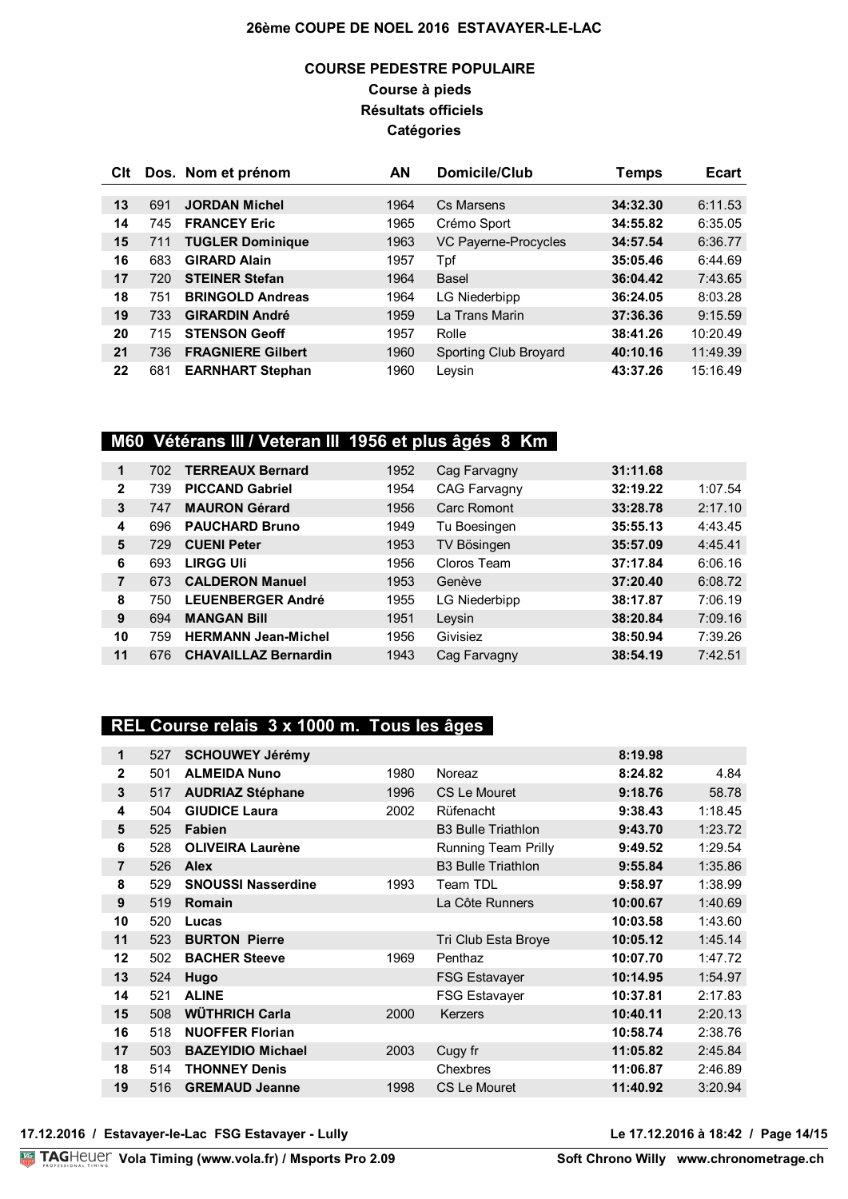26ème COUPE DE NOEL 2016 ESTAVAYER-LE-LAC

## COURSE PEDESTRE POPULAIRE
### Course à pieds
### Résultats officiels
### Catégories

| Clt | Dos. | Nom et prénom | AN | Domicile/Club | Temps | Ecart |
|---|---|---|---|---|---|---|
| 13 | 691 | **JORDAN Michel** | 1964 | Cs Marsens | **34:32.30** | 6:11.53 |
| 14 | 745 | **FRANCEY Eric** | 1965 | Crémo Sport | **34:55.82** | 6:35.05 |
| 15 | 711 | **TUGLER Dominique** | 1963 | VC Payerne-Procycles | **34:57.54** | 6:36.77 |
| 16 | 683 | **GIRARD Alain** | 1957 | Tpf | **35:05.46** | 6:44.69 |
| 17 | 720 | **STEINER Stefan** | 1964 | Basel | **36:04.42** | 7:43.65 |
| 18 | 751 | **BRINGOLD Andreas** | 1964 | LG Niederbipp | **36:24.05** | 8:03.28 |
| 19 | 733 | **GIRARDIN André** | 1959 | La Trans Marin | **37:36.36** | 9:15.59 |
| 20 | 715 | **STENSON Geoff** | 1957 | Rolle | **38:41.26** | 10:20.49 |
| 21 | 736 | **FRAGNIERE Gilbert** | 1960 | Sporting Club Broyard | **40:10.16** | 11:49.39 |
| 22 | 681 | **EARNHART Stephan** | 1960 | Leysin | **43:37.26** | 15:16.49 |

## M60 Vétérans III / Veteran III 1956 et plus âgés 8 Km

| Clt | Dos. | Nom et prénom | AN | Domicile/Club | Temps | Ecart |
|---|---|---|---|---|---|---|
| 1 | 702 | **TERREAUX Bernard** | 1952 | Cag Farvagny | **31:11.68** | |
| 2 | 739 | **PICCAND Gabriel** | 1954 | CAG Farvagny | **32:19.22** | 1:07.54 |
| 3 | 747 | **MAURON Gérard** | 1956 | Carc Romont | **33:28.78** | 2:17.10 |
| 4 | 696 | **PAUCHARD Bruno** | 1949 | Tu Boesingen | **35:55.13** | 4:43.45 |
| 5 | 729 | **CUENI Peter** | 1953 | TV Bösingen | **35:57.09** | 4:45.41 |
| 6 | 693 | **LIRGG Uli** | 1956 | Cloros Team | **37:17.84** | 6:06.16 |
| 7 | 673 | **CALDERON Manuel** | 1953 | Genève | **37:20.40** | 6:08.72 |
| 8 | 750 | **LEUENBERGER André** | 1955 | LG Niederbipp | **38:17.87** | 7:06.19 |
| 9 | 694 | **MANGAN Bill** | 1951 | Leysin | **38:20.84** | 7:09.16 |
| 10 | 759 | **HERMANN Jean-Michel** | 1956 | Givisiez | **38:50.94** | 7:39.26 |
| 11 | 676 | **CHAVAILLAZ Bernardin** | 1943 | Cag Farvagny | **38:54.19** | 7:42.51 |

## REL Course relais 3 x 1000 m. Tous les âges

| Clt | Dos. | Nom et prénom | AN | Domicile/Club | Temps | Ecart |
|---|---|---|---|---|---|---|
| 1 | 527 | **SCHOUWEY Jérémy** | | | **8:19.98** | |
| 2 | 501 | **ALMEIDA Nuno** | 1980 | Noreaz | **8:24.82** | 4.84 |
| 3 | 517 | **AUDRIAZ Stéphane** | 1996 | CS Le Mouret | **9:18.76** | 58.78 |
| 4 | 504 | **GIUDICE Laura** | 2002 | Rüfenacht | **9:38.43** | 1:18.45 |
| 5 | 525 | **Fabien** | | B3 Bulle Triathlon | **9:43.70** | 1:23.72 |
| 6 | 528 | **OLIVEIRA Laurène** | | Running Team Prilly | **9:49.52** | 1:29.54 |
| 7 | 526 | **Alex** | | B3 Bulle Triathlon | **9:55.84** | 1:35.86 |
| 8 | 529 | **SNOUSSI Nasserdine** | 1993 | Team TDL | **9:58.97** | 1:38.99 |
| 9 | 519 | **Romain** | | La Côte Runners | **10:00.67** | 1:40.69 |
| 10 | 520 | **Lucas** | | | **10:03.58** | 1:43.60 |
| 11 | 523 | **BURTON Pierre** | | Tri Club Esta Broye | **10:05.12** | 1:45.14 |
| 12 | 502 | **BACHER Steeve** | 1969 | Penthaz | **10:07.70** | 1:47.72 |
| 13 | 524 | **Hugo** | | FSG Estavayer | **10:14.95** | 1:54.97 |
| 14 | 521 | **ALINE** | | FSG Estavayer | **10:37.81** | 2:17.83 |
| 15 | 508 | **WÜTHRICH Carla** | 2000 | Kerzers | **10:40.11** | 2:20.13 |
| 16 | 518 | **NUOFFER Florian** | | | **10:58.74** | 2:38.76 |
| 17 | 503 | **BAZEYIDIO Michael** | 2003 | Cugy fr | **11:05.82** | 2:45.84 |
| 18 | 514 | **THONNEY Denis** | | Chexbres | **11:06.87** | 2:46.89 |
| 19 | 516 | **GREMAUD Jeanne** | 1998 | CS Le Mouret | **11:40.92** | 3:20.94 |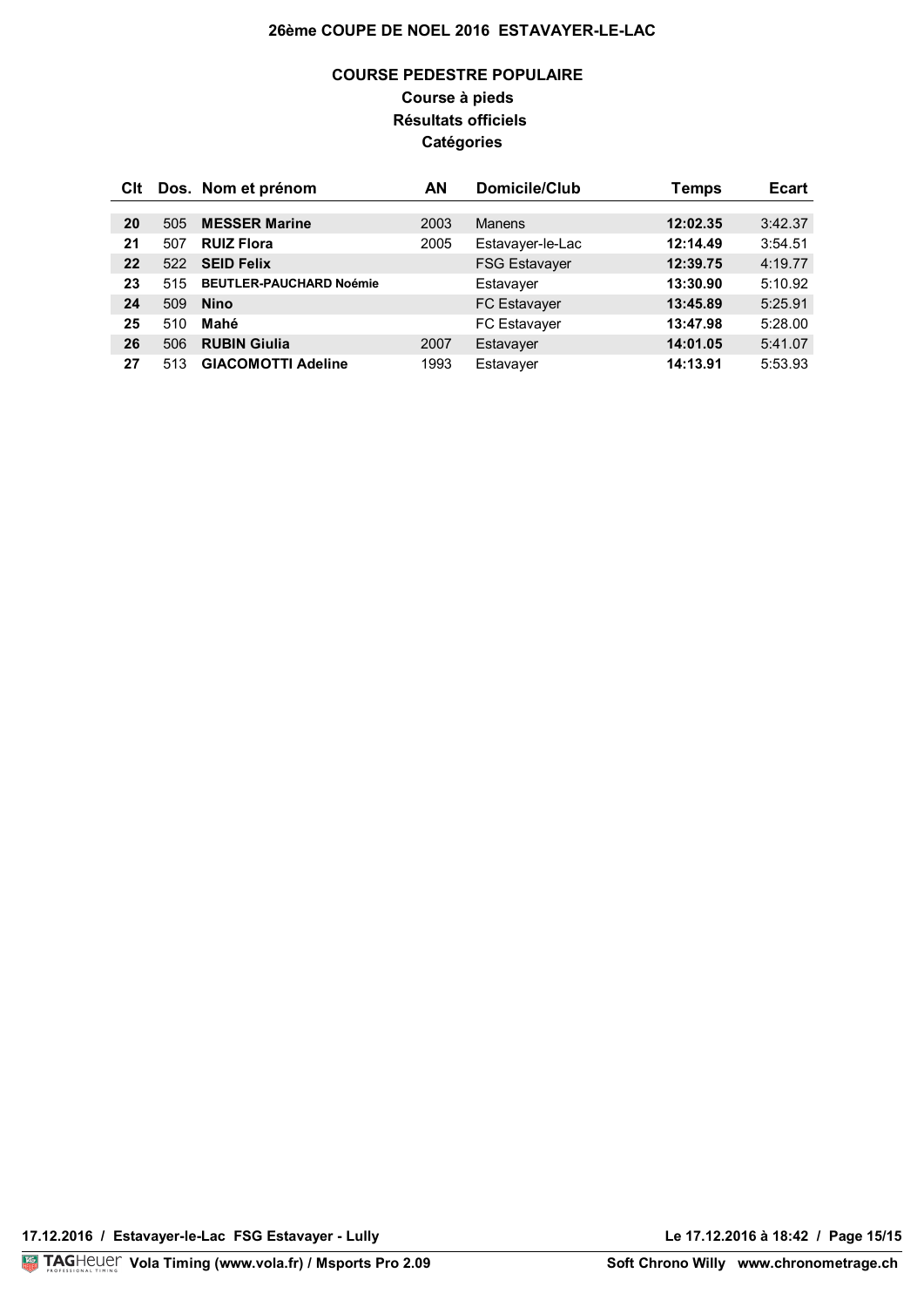## COURSE PEDESTRE POPULAIRE

### Course à pieds

### Résultats officiels

### Catégories

| Clt | Dos. | Nom et prénom | AN | Domicile/Club | Temps | Ecart |
|---|---|---|---|---|---|---|
| **20** | 505 | **MESSER Marine** | 2003 | Manens | **12:02.35** | 3:42.37 |
| **21** | 507 | **RUIZ Flora** | 2005 | Estavayer-le-Lac | **12:14.49** | 3:54.51 |
| **22** | 522 | **SEID Felix** | | FSG Estavayer | **12:39.75** | 4:19.77 |
| **23** | 515 | **BEUTLER-PAUCHARD Noémie** | | Estavayer | **13:30.90** | 5:10.92 |
| **24** | 509 | **Nino** | | FC Estavayer | **13:45.89** | 5:25.91 |
| **25** | 510 | **Mahé** | | FC Estavayer | **13:47.98** | 5:28.00 |
| **26** | 506 | **RUBIN Giulia** | 2007 | Estavayer | **14:01.05** | 5:41.07 |
| **27** | 513 | **GIACOMOTTI Adeline** | 1993 | Estavayer | **14:13.91** | 5:53.93 |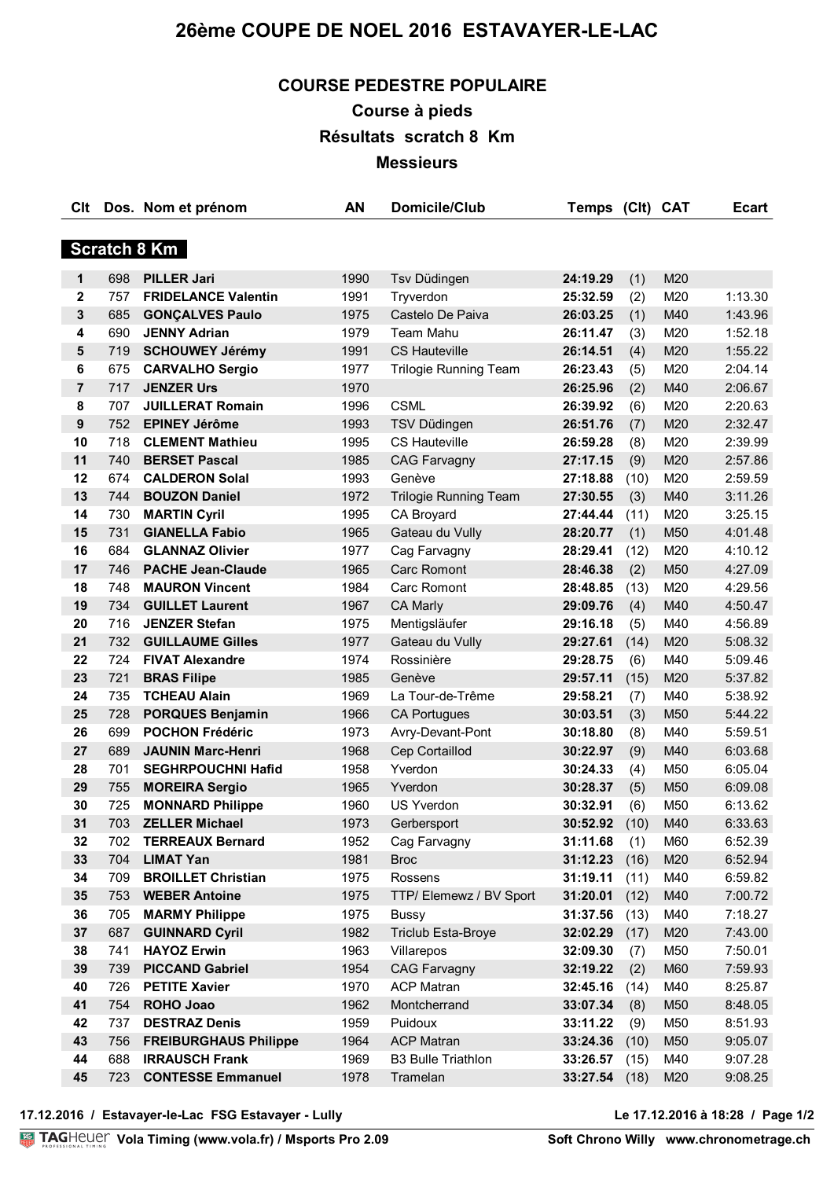# 26ème COUPE DE NOEL 2016 ESTAVAYER-LE-LAC

## COURSE PEDESTRE POPULAIRE

### Course à pieds

### Résultats scratch 8 Km

### Messieurs

**Scratch 8 Km**

| Clt | Dos. | Nom et prénom | AN | Domicile/Club | Temps | (Clt) | CAT | Ecart |
|---|---|---|---|---|---|---|---|---|
| 1 | 698 | **PILLER Jari** | 1990 | Tsv Düdingen | **24:19.29** | (1) | M20 | |
| 2 | 757 | **FRIDELANCE Valentin** | 1991 | Tryverdon | **25:32.59** | (2) | M20 | 1:13.30 |
| 3 | 685 | **GONÇALVES Paulo** | 1975 | Castelo De Paiva | **26:03.25** | (1) | M40 | 1:43.96 |
| 4 | 690 | **JENNY Adrian** | 1979 | Team Mahu | **26:11.47** | (3) | M20 | 1:52.18 |
| 5 | 719 | **SCHOUWEY Jérémy** | 1991 | CS Hauteville | **26:14.51** | (4) | M20 | 1:55.22 |
| 6 | 675 | **CARVALHO Sergio** | 1977 | Trilogie Running Team | **26:23.43** | (5) | M20 | 2:04.14 |
| 7 | 717 | **JENZER Urs** | 1970 | | **26:25.96** | (2) | M40 | 2:06.67 |
| 8 | 707 | **JUILLERAT Romain** | 1996 | CSML | **26:39.92** | (6) | M20 | 2:20.63 |
| 9 | 752 | **EPINEY Jérôme** | 1993 | TSV Düdingen | **26:51.76** | (7) | M20 | 2:32.47 |
| 10 | 718 | **CLEMENT Mathieu** | 1995 | CS Hauteville | **26:59.28** | (8) | M20 | 2:39.99 |
| 11 | 740 | **BERSET Pascal** | 1985 | CAG Farvagny | **27:17.15** | (9) | M20 | 2:57.86 |
| 12 | 674 | **CALDERON Solal** | 1993 | Genève | **27:18.88** | (10) | M20 | 2:59.59 |
| 13 | 744 | **BOUZON Daniel** | 1972 | Trilogie Running Team | **27:30.55** | (3) | M40 | 3:11.26 |
| 14 | 730 | **MARTIN Cyril** | 1995 | CA Broyard | **27:44.44** | (11) | M20 | 3:25.15 |
| 15 | 731 | **GIANELLA Fabio** | 1965 | Gateau du Vully | **28:20.77** | (1) | M50 | 4:01.48 |
| 16 | 684 | **GLANNAZ Olivier** | 1977 | Cag Farvagny | **28:29.41** | (12) | M20 | 4:10.12 |
| 17 | 746 | **PACHE Jean-Claude** | 1965 | Carc Romont | **28:46.38** | (2) | M50 | 4:27.09 |
| 18 | 748 | **MAURON Vincent** | 1984 | Carc Romont | **28:48.85** | (13) | M20 | 4:29.56 |
| 19 | 734 | **GUILLET Laurent** | 1967 | CA Marly | **29:09.76** | (4) | M40 | 4:50.47 |
| 20 | 716 | **JENZER Stefan** | 1975 | Mentigsläufer | **29:16.18** | (5) | M40 | 4:56.89 |
| 21 | 732 | **GUILLAUME Gilles** | 1977 | Gateau du Vully | **29:27.61** | (14) | M20 | 5:08.32 |
| 22 | 724 | **FIVAT Alexandre** | 1974 | Rossinière | **29:28.75** | (6) | M40 | 5:09.46 |
| 23 | 721 | **BRAS Filipe** | 1985 | Genève | **29:57.11** | (15) | M20 | 5:37.82 |
| 24 | 735 | **TCHEAU Alain** | 1969 | La Tour-de-Trême | **29:58.21** | (7) | M40 | 5:38.92 |
| 25 | 728 | **PORQUES Benjamin** | 1966 | CA Portugues | **30:03.51** | (3) | M50 | 5:44.22 |
| 26 | 699 | **POCHON Frédéric** | 1973 | Avry-Devant-Pont | **30:18.80** | (8) | M40 | 5:59.51 |
| 27 | 689 | **JAUNIN Marc-Henri** | 1968 | Cep Cortaillod | **30:22.97** | (9) | M40 | 6:03.68 |
| 28 | 701 | **SEGHRPOUCHNI Hafid** | 1958 | Yverdon | **30:24.33** | (4) | M50 | 6:05.04 |
| 29 | 755 | **MOREIRA Sergio** | 1965 | Yverdon | **30:28.37** | (5) | M50 | 6:09.08 |
| 30 | 725 | **MONNARD Philippe** | 1960 | US Yverdon | **30:32.91** | (6) | M50 | 6:13.62 |
| 31 | 703 | **ZELLER Michael** | 1973 | Gerbersport | **30:52.92** | (10) | M40 | 6:33.63 |
| 32 | 702 | **TERREAUX Bernard** | 1952 | Cag Farvagny | **31:11.68** | (1) | M60 | 6:52.39 |
| 33 | 704 | **LIMAT Yan** | 1981 | Broc | **31:12.23** | (16) | M20 | 6:52.94 |
| 34 | 709 | **BROILLET Christian** | 1975 | Rossens | **31:19.11** | (11) | M40 | 6:59.82 |
| 35 | 753 | **WEBER Antoine** | 1975 | TTP/ Elemewz / BV Sport | **31:20.01** | (12) | M40 | 7:00.72 |
| 36 | 705 | **MARMY Philippe** | 1975 | Bussy | **31:37.56** | (13) | M40 | 7:18.27 |
| 37 | 687 | **GUINNARD Cyril** | 1982 | Triclub Esta-Broye | **32:02.29** | (17) | M20 | 7:43.00 |
| 38 | 741 | **HAYOZ Erwin** | 1963 | Villarepos | **32:09.30** | (7) | M50 | 7:50.01 |
| 39 | 739 | **PICCAND Gabriel** | 1954 | CAG Farvagny | **32:19.22** | (2) | M60 | 7:59.93 |
| 40 | 726 | **PETITE Xavier** | 1970 | ACP Matran | **32:45.16** | (14) | M40 | 8:25.87 |
| 41 | 754 | **ROHO Joao** | 1962 | Montcherrand | **33:07.34** | (8) | M50 | 8:48.05 |
| 42 | 737 | **DESTRAZ Denis** | 1959 | Puidoux | **33:11.22** | (9) | M50 | 8:51.93 |
| 43 | 756 | **FREIBURGHAUS Philippe** | 1964 | ACP Matran | **33:24.36** | (10) | M50 | 9:05.07 |
| 44 | 688 | **IRRAUSCH Frank** | 1969 | B3 Bulle Triathlon | **33:26.57** | (15) | M40 | 9:07.28 |
| 45 | 723 | **CONTESSE Emmanuel** | 1978 | Tramelan | **33:27.54** | (18) | M20 | 9:08.25 |

17.12.2016 / Estavayer-le-Lac FSG Estavayer - Lully

Le 17.12.2016 à 18:28

TAG Heuer Vola Timing (www.vola.fr) / Msports Pro 2.09 — Soft Chrono Willy www.chronometrage.ch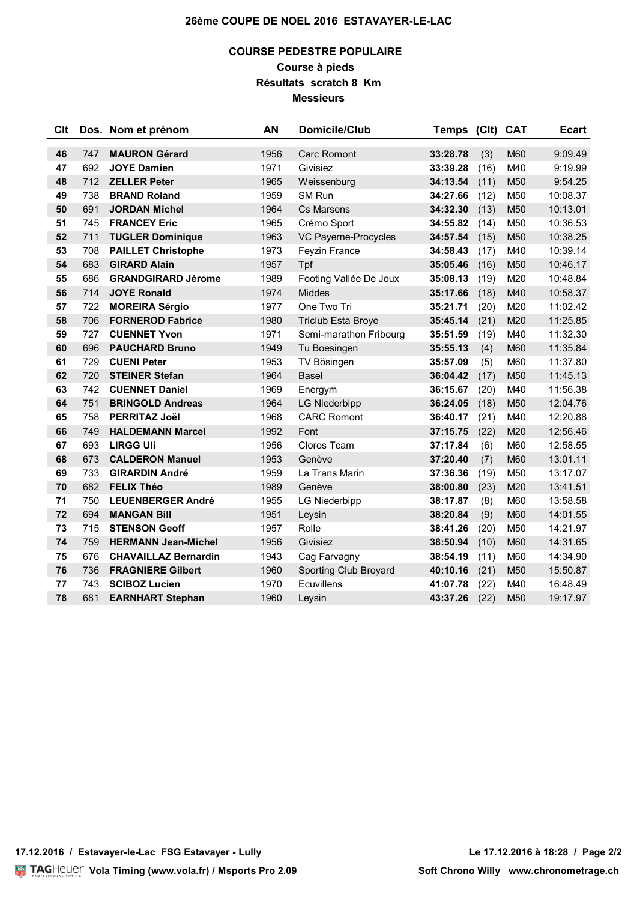**26ème COUPE DE NOEL 2016 ESTAVAYER-LE-LAC**

## COURSE PEDESTRE POPULAIRE

### Course à pieds

### Résultats scratch 8 Km

### Messieurs

| Clt | Dos. | Nom et prénom | AN | Domicile/Club | Temps | (Clt) | CAT | Ecart |
|---|---|---|---|---|---|---|---|---|
| 46 | 747 | **MAURON Gérard** | 1956 | Carc Romont | **33:28.78** | (3) | M60 | 9:09.49 |
| 47 | 692 | **JOYE Damien** | 1971 | Givisiez | **33:39.28** | (16) | M40 | 9:19.99 |
| 48 | 712 | **ZELLER Peter** | 1965 | Weissenburg | **34:13.54** | (11) | M50 | 9:54.25 |
| 49 | 738 | **BRAND Roland** | 1959 | SM Run | **34:27.66** | (12) | M50 | 10:08.37 |
| 50 | 691 | **JORDAN Michel** | 1964 | Cs Marsens | **34:32.30** | (13) | M50 | 10:13.01 |
| 51 | 745 | **FRANCEY Eric** | 1965 | Crémo Sport | **34:55.82** | (14) | M50 | 10:36.53 |
| 52 | 711 | **TUGLER Dominique** | 1963 | VC Payerne-Procycles | **34:57.54** | (15) | M50 | 10:38.25 |
| 53 | 708 | **PAILLET Christophe** | 1973 | Feyzin France | **34:58.43** | (17) | M40 | 10:39.14 |
| 54 | 683 | **GIRARD Alain** | 1957 | Tpf | **35:05.46** | (16) | M50 | 10:46.17 |
| 55 | 686 | **GRANDGIRARD Jérome** | 1989 | Footing Vallée De Joux | **35:08.13** | (19) | M20 | 10:48.84 |
| 56 | 714 | **JOYE Ronald** | 1974 | Middes | **35:17.66** | (18) | M40 | 10:58.37 |
| 57 | 722 | **MOREIRA Sérgio** | 1977 | One Two Tri | **35:21.71** | (20) | M20 | 11:02.42 |
| 58 | 706 | **FORNEROD Fabrice** | 1980 | Triclub Esta Broye | **35:45.14** | (21) | M20 | 11:25.85 |
| 59 | 727 | **CUENNET Yvon** | 1971 | Semi-marathon Fribourg | **35:51.59** | (19) | M40 | 11:32.30 |
| 60 | 696 | **PAUCHARD Bruno** | 1949 | Tu Boesingen | **35:55.13** | (4) | M60 | 11:35.84 |
| 61 | 729 | **CUENI Peter** | 1953 | TV Bösingen | **35:57.09** | (5) | M60 | 11:37.80 |
| 62 | 720 | **STEINER Stefan** | 1964 | Basel | **36:04.42** | (17) | M50 | 11:45.13 |
| 63 | 742 | **CUENNET Daniel** | 1969 | Energym | **36:15.67** | (20) | M40 | 11:56.38 |
| 64 | 751 | **BRINGOLD Andreas** | 1964 | LG Niederbipp | **36:24.05** | (18) | M50 | 12:04.76 |
| 65 | 758 | **PERRITAZ Joël** | 1968 | CARC Romont | **36:40.17** | (21) | M40 | 12:20.88 |
| 66 | 749 | **HALDEMANN Marcel** | 1992 | Font | **37:15.75** | (22) | M20 | 12:56.46 |
| 67 | 693 | **LIRGG Uli** | 1956 | Cloros Team | **37:17.84** | (6) | M60 | 12:58.55 |
| 68 | 673 | **CALDERON Manuel** | 1953 | Genève | **37:20.40** | (7) | M60 | 13:01.11 |
| 69 | 733 | **GIRARDIN André** | 1959 | La Trans Marin | **37:36.36** | (19) | M50 | 13:17.07 |
| 70 | 682 | **FELIX Théo** | 1989 | Genève | **38:00.80** | (23) | M20 | 13:41.51 |
| 71 | 750 | **LEUENBERGER André** | 1955 | LG Niederbipp | **38:17.87** | (8) | M60 | 13:58.58 |
| 72 | 694 | **MANGAN Bill** | 1951 | Leysin | **38:20.84** | (9) | M60 | 14:01.55 |
| 73 | 715 | **STENSON Geoff** | 1957 | Rolle | **38:41.26** | (20) | M50 | 14:21.97 |
| 74 | 759 | **HERMANN Jean-Michel** | 1956 | Givisiez | **38:50.94** | (10) | M60 | 14:31.65 |
| 75 | 676 | **CHAVAILLAZ Bernardin** | 1943 | Cag Farvagny | **38:54.19** | (11) | M60 | 14:34.90 |
| 76 | 736 | **FRAGNIERE Gilbert** | 1960 | Sporting Club Broyard | **40:10.16** | (21) | M50 | 15:50.87 |
| 77 | 743 | **SCIBOZ Lucien** | 1970 | Ecuvillens | **41:07.78** | (22) | M40 | 16:48.49 |
| 78 | 681 | **EARNHART Stephan** | 1960 | Leysin | **43:37.26** | (22) | M50 | 19:17.97 |

**17.12.2016 / Estavayer-le-Lac FSG Estavayer - Lully** — **Le 17.12.2016 à 18:28**

TAGHeuer **Vola Timing (www.vola.fr) / Msports Pro 2.09** — **Soft Chrono Willy www.chronometrage.ch**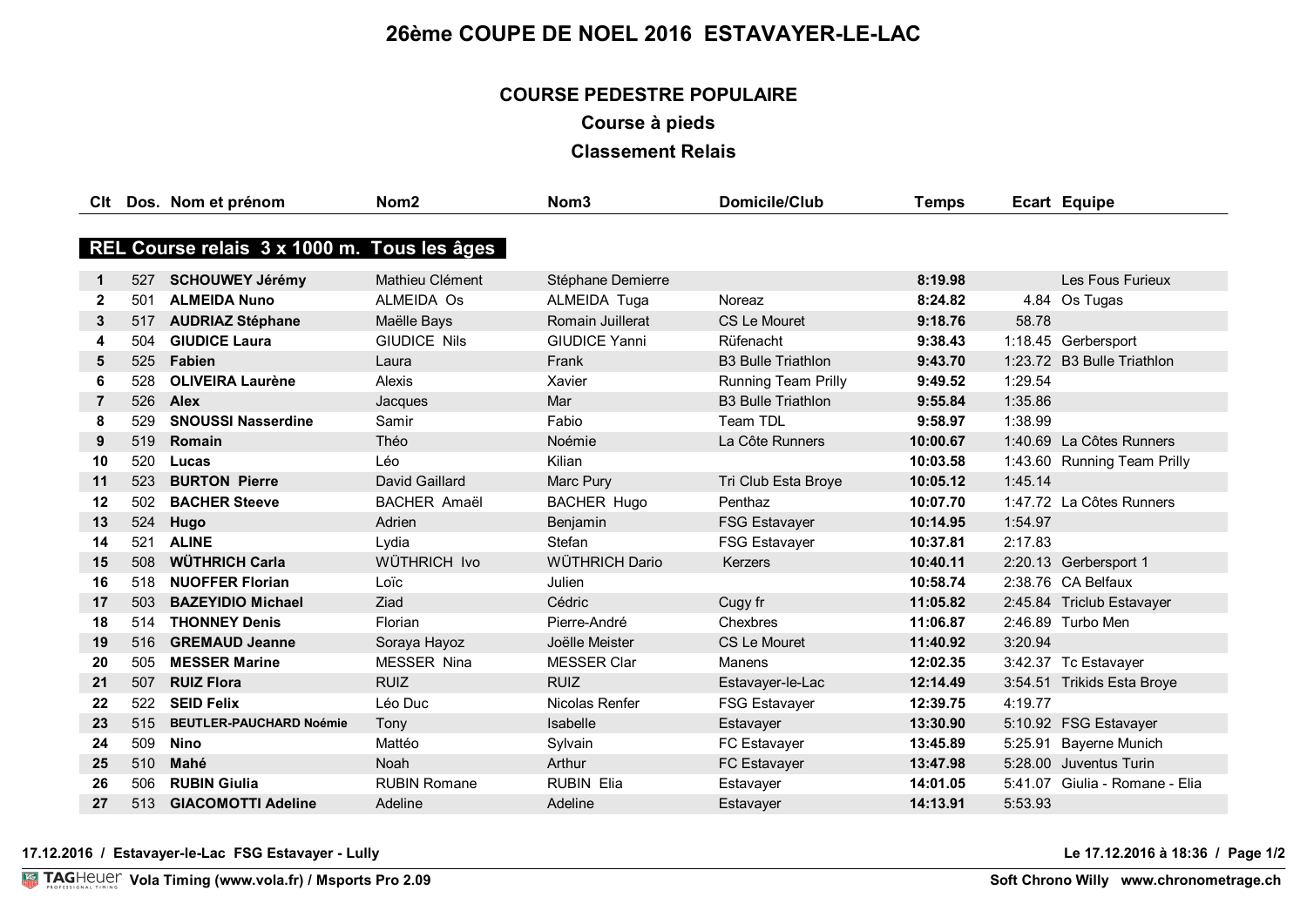# 26ème COUPE DE NOEL 2016 ESTAVAYER-LE-LAC

## COURSE PEDESTRE POPULAIRE

### Course à pieds

### Classement Relais

**REL Course relais 3 x 1000 m. Tous les âges**

| Clt | Dos. | Nom et prénom | Nom2 | Nom3 | Domicile/Club | Temps | Ecart | Equipe |
|---|---|---|---|---|---|---|---|---|
| 1 | 527 | **SCHOUWEY Jérémy** | Mathieu Clément | Stéphane Demierre | | **8:19.98** | | Les Fous Furieux |
| 2 | 501 | **ALMEIDA Nuno** | ALMEIDA Os | ALMEIDA Tuga | Noreaz | **8:24.82** | 4.84 | Os Tugas |
| 3 | 517 | **AUDRIAZ Stéphane** | Maëlle Bays | Romain Juillerat | CS Le Mouret | **9:18.76** | 58.78 | |
| 4 | 504 | **GIUDICE Laura** | GIUDICE Nils | GIUDICE Yanni | Rüfenacht | **9:38.43** | 1:18.45 | Gerbersport |
| 5 | 525 | **Fabien** | Laura | Frank | B3 Bulle Triathlon | **9:43.70** | 1:23.72 | B3 Bulle Triathlon |
| 6 | 528 | **OLIVEIRA Laurène** | Alexis | Xavier | Running Team Prilly | **9:49.52** | 1:29.54 | |
| 7 | 526 | **Alex** | Jacques | Mar | B3 Bulle Triathlon | **9:55.84** | 1:35.86 | |
| 8 | 529 | **SNOUSSI Nasserdine** | Samir | Fabio | Team TDL | **9:58.97** | 1:38.99 | |
| 9 | 519 | **Romain** | Théo | Noémie | La Côte Runners | **10:00.67** | 1:40.69 | La Côtes Runners |
| 10 | 520 | **Lucas** | Léo | Kilian | | **10:03.58** | 1:43.60 | Running Team Prilly |
| 11 | 523 | **BURTON Pierre** | David Gaillard | Marc Pury | Tri Club Esta Broye | **10:05.12** | 1:45.14 | |
| 12 | 502 | **BACHER Steeve** | BACHER Amaël | BACHER Hugo | Penthaz | **10:07.70** | 1:47.72 | La Côtes Runners |
| 13 | 524 | **Hugo** | Adrien | Benjamin | FSG Estavayer | **10:14.95** | 1:54.97 | |
| 14 | 521 | **ALINE** | Lydia | Stefan | FSG Estavayer | **10:37.81** | 2:17.83 | |
| 15 | 508 | **WÜTHRICH Carla** | WÜTHRICH Ivo | WÜTHRICH Dario | Kerzers | **10:40.11** | 2:20.13 | Gerbersport 1 |
| 16 | 518 | **NUOFFER Florian** | Loïc | Julien | | **10:58.74** | 2:38.76 | CA Belfaux |
| 17 | 503 | **BAZEYIDIO Michael** | Ziad | Cédric | Cugy fr | **11:05.82** | 2:45.84 | Triclub Estavayer |
| 18 | 514 | **THONNEY Denis** | Florian | Pierre-André | Chexbres | **11:06.87** | 2:46.89 | Turbo Men |
| 19 | 516 | **GREMAUD Jeanne** | Soraya Hayoz | Joëlle Meister | CS Le Mouret | **11:40.92** | 3:20.94 | |
| 20 | 505 | **MESSER Marine** | MESSER Nina | MESSER Clar | Manens | **12:02.35** | 3:42.37 | Tc Estavayer |
| 21 | 507 | **RUIZ Flora** | RUIZ | RUIZ | Estavayer-le-Lac | **12:14.49** | 3:54.51 | Trikids Esta Broye |
| 22 | 522 | **SEID Felix** | Léo Duc | Nicolas Renfer | FSG Estavayer | **12:39.75** | 4:19.77 | |
| 23 | 515 | **BEUTLER-PAUCHARD Noémie** | Tony | Isabelle | Estavayer | **13:30.90** | 5:10.92 | FSG Estavayer |
| 24 | 509 | **Nino** | Mattéo | Sylvain | FC Estavayer | **13:45.89** | 5:25.91 | Bayerne Munich |
| 25 | 510 | **Mahé** | Noah | Arthur | FC Estavayer | **13:47.98** | 5:28.00 | Juventus Turin |
| 26 | 506 | **RUBIN Giulia** | RUBIN Romane | RUBIN Elia | Estavayer | **14:01.05** | 5:41.07 | Giulia - Romane - Elia |
| 27 | 513 | **GIACOMOTTI Adeline** | Adeline | Adeline | Estavayer | **14:13.91** | 5:53.93 | |

17.12.2016 / Estavayer-le-Lac FSG Estavayer - Lully

Le 17.12.2016 à 18:36

TAGHeuer Vola Timing (www.vola.fr) / Msports Pro 2.09

Soft Chrono Willy www.chronometrage.ch